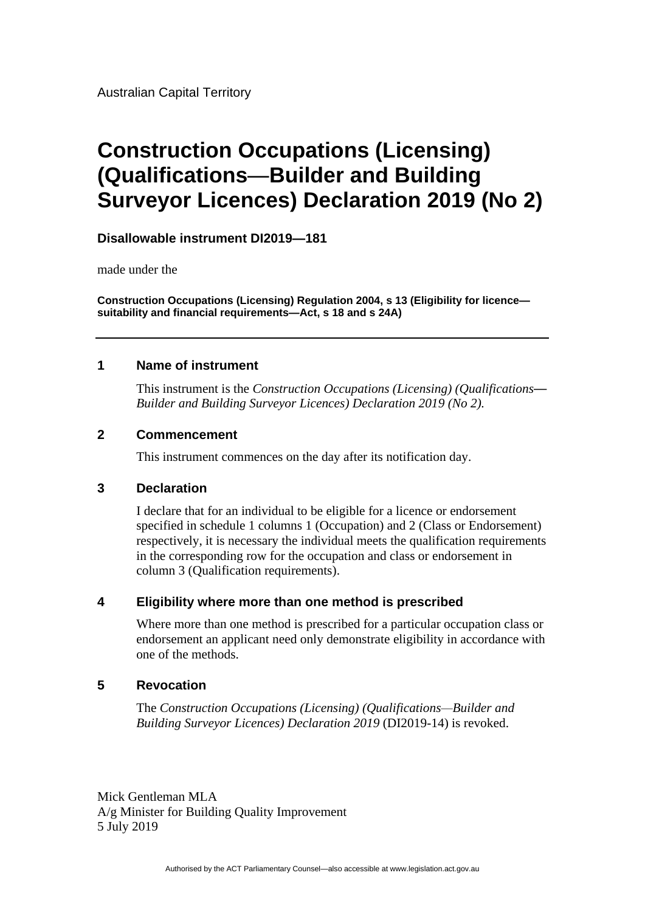Australian Capital Territory

# Construction Occupations (Licensing) (Qualifications—Builder and Building Surveyor Licences) Declaration 2019 (No 2)

**Disallowable instrument DI2019—181**

made under the

**Construction Occupations (Licensing) Regulation 2004, s 13 (Eligibility for licence—suitability and financial requirements—Act, s 18 and s 24A)**

---

## 1 Name of instrument

This instrument is the *Construction Occupations (Licensing) (Qualifications—Builder and Building Surveyor Licences) Declaration 2019 (No 2).*

## 2 Commencement

This instrument commences on the day after its notification day.

## 3 Declaration

I declare that for an individual to be eligible for a licence or endorsement specified in schedule 1 columns 1 (Occupation) and 2 (Class or Endorsement) respectively, it is necessary the individual meets the qualification requirements in the corresponding row for the occupation and class or endorsement in column 3 (Qualification requirements).

## 4 Eligibility where more than one method is prescribed

Where more than one method is prescribed for a particular occupation class or endorsement an applicant need only demonstrate eligibility in accordance with one of the methods.

## 5 Revocation

The *Construction Occupations (Licensing) (Qualifications—Builder and Building Surveyor Licences) Declaration 2019* (DI2019-14) is revoked.

Mick Gentleman MLA
A/g Minister for Building Quality Improvement
5 July 2019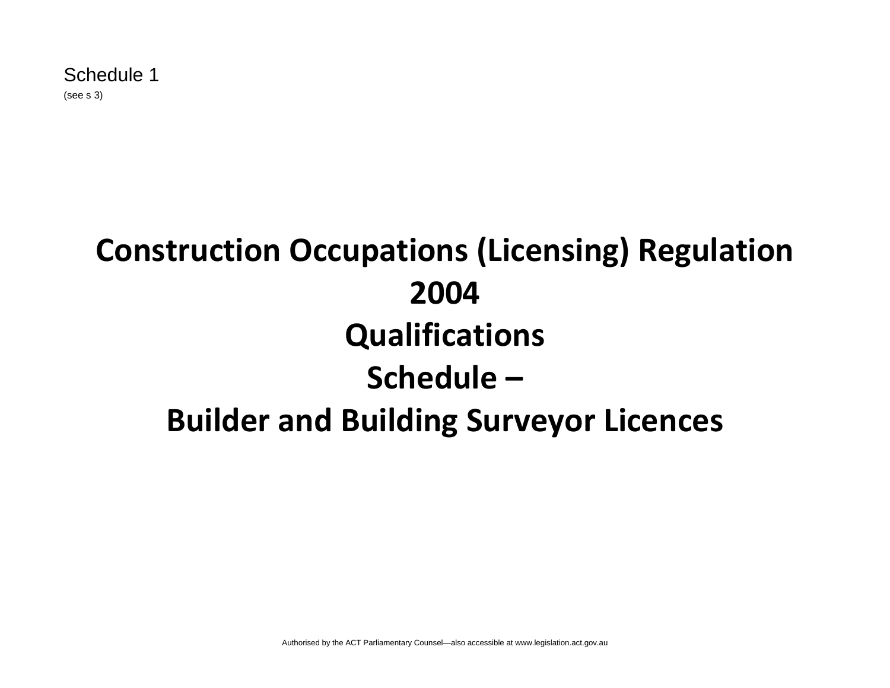Schedule 1

(see s 3)

# Construction Occupations (Licensing) Regulation 2004

# Qualifications

# Schedule –

# Builder and Building Surveyor Licences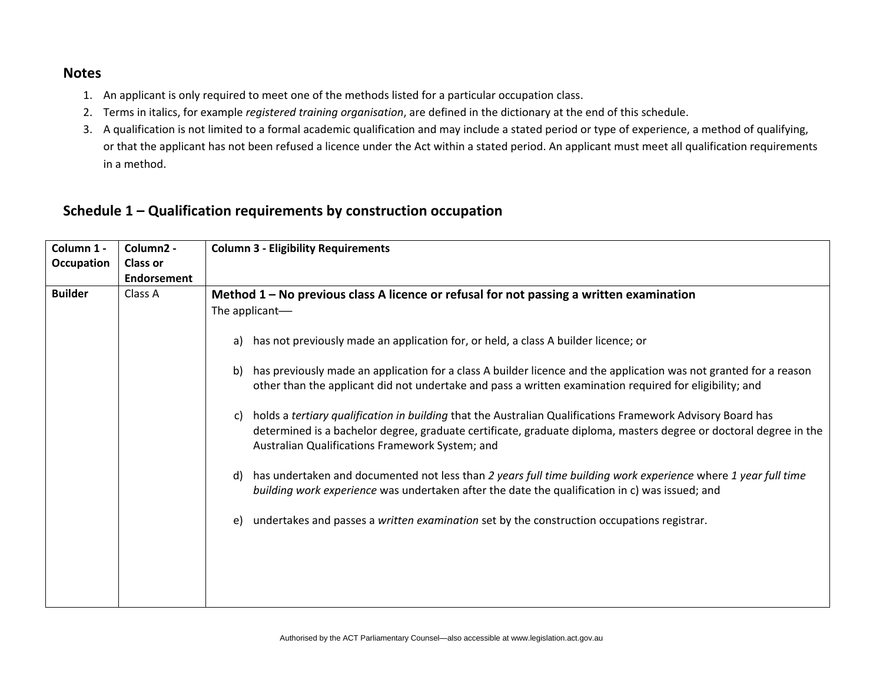## Notes

1. An applicant is only required to meet one of the methods listed for a particular occupation class.
2. Terms in italics, for example *registered training organisation*, are defined in the dictionary at the end of this schedule.
3. A qualification is not limited to a formal academic qualification and may include a stated period or type of experience, a method of qualifying, or that the applicant has not been refused a licence under the Act within a stated period. An applicant must meet all qualification requirements in a method.

## Schedule 1 – Qualification requirements by construction occupation

| Column 1 - Occupation | Column2 - Class or Endorsement | Column 3 - Eligibility Requirements |
|---|---|---|
| **Builder** | Class A | **Method 1 – No previous class A licence or refusal for not passing a written examination**<br>The applicant—<br>a) has not previously made an application for, or held, a class A builder licence; or<br>b) has previously made an application for a class A builder licence and the application was not granted for a reason other than the applicant did not undertake and pass a written examination required for eligibility; and<br>c) holds a *tertiary qualification in building* that the Australian Qualifications Framework Advisory Board has determined is a bachelor degree, graduate certificate, graduate diploma, masters degree or doctoral degree in the Australian Qualifications Framework System; and<br>d) has undertaken and documented not less than *2 years full time building work experience* where *1 year full time building work experience* was undertaken after the date the qualification in c) was issued; and<br>e) undertakes and passes a *written examination* set by the construction occupations registrar. |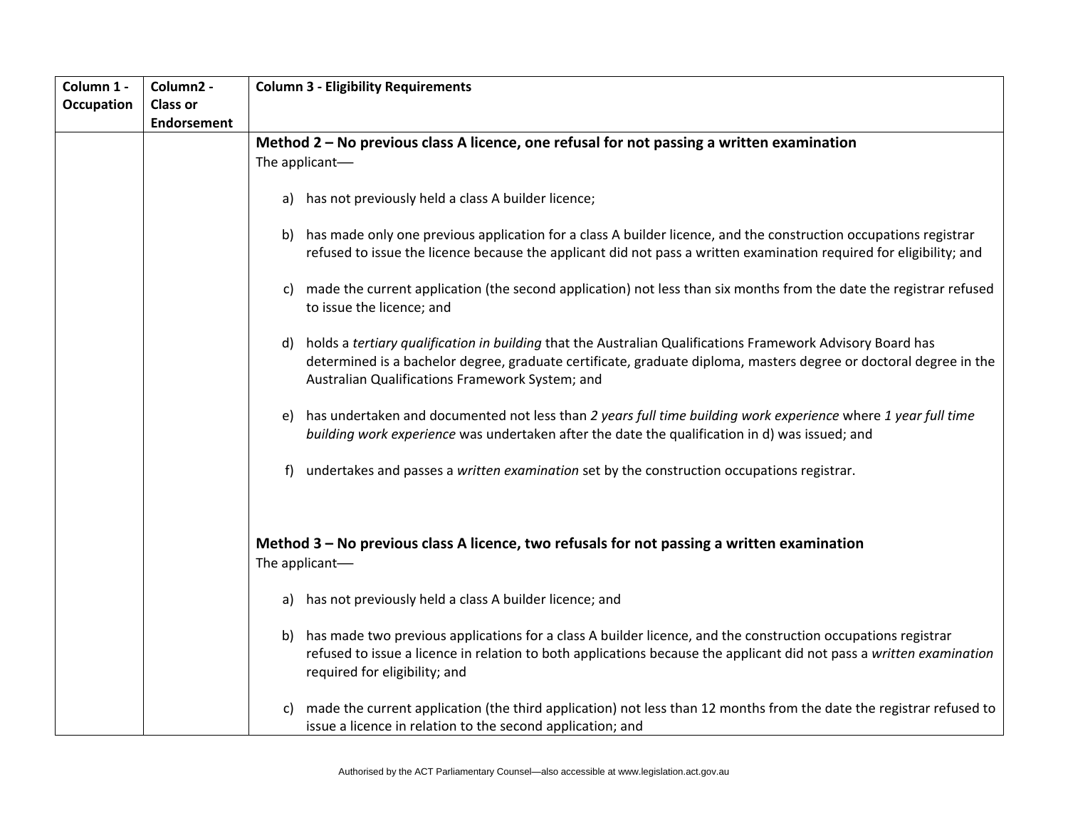| Column 1 - Occupation | Column2 - Class or Endorsement | Column 3 - Eligibility Requirements |
|---|---|---|
| | | **Method 2 – No previous class A licence, one refusal for not passing a written examination**<br>The applicant—–<br><br>a) has not previously held a class A builder licence;<br><br>b) has made only one previous application for a class A builder licence, and the construction occupations registrar refused to issue the licence because the applicant did not pass a written examination required for eligibility; and<br><br>c) made the current application (the second application) not less than six months from the date the registrar refused to issue the licence; and<br><br>d) holds a *tertiary qualification in building* that the Australian Qualifications Framework Advisory Board has determined is a bachelor degree, graduate certificate, graduate diploma, masters degree or doctoral degree in the Australian Qualifications Framework System; and<br><br>e) has undertaken and documented not less than *2 years full time building work experience* where *1 year full time building work experience* was undertaken after the date the qualification in d) was issued; and<br><br>f) undertakes and passes a *written examination* set by the construction occupations registrar.<br><br>**Method 3 – No previous class A licence, two refusals for not passing a written examination**<br>The applicant—–<br><br>a) has not previously held a class A builder licence; and<br><br>b) has made two previous applications for a class A builder licence, and the construction occupations registrar refused to issue a licence in relation to both applications because the applicant did not pass a *written examination* required for eligibility; and<br><br>c) made the current application (the third application) not less than 12 months from the date the registrar refused to issue a licence in relation to the second application; and |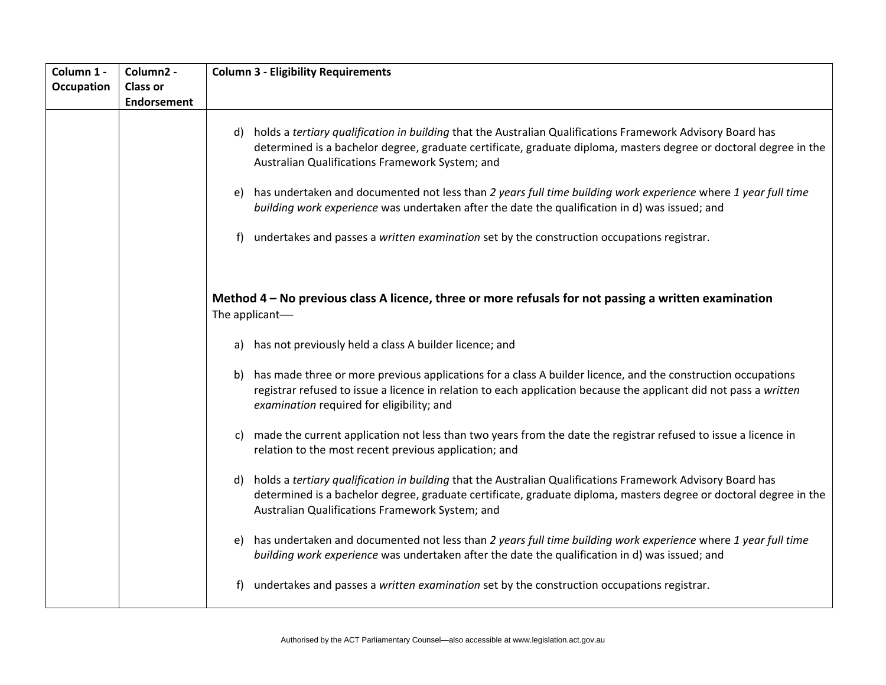| Column 1 - Occupation | Column2 - Class or Endorsement | Column 3 - Eligibility Requirements |
|---|---|---|
| | | d) holds a *tertiary qualification in building* that the Australian Qualifications Framework Advisory Board has determined is a bachelor degree, graduate certificate, graduate diploma, masters degree or doctoral degree in the Australian Qualifications Framework System; and<br><br>e) has undertaken and documented not less than *2 years full time building work experience* where *1 year full time building work experience* was undertaken after the date the qualification in d) was issued; and<br><br>f) undertakes and passes a *written examination* set by the construction occupations registrar.<br><br>**Method 4 – No previous class A licence, three or more refusals for not passing a written examination**<br>The applicant—<br><br>a) has not previously held a class A builder licence; and<br><br>b) has made three or more previous applications for a class A builder licence, and the construction occupations registrar refused to issue a licence in relation to each application because the applicant did not pass a *written examination* required for eligibility; and<br><br>c) made the current application not less than two years from the date the registrar refused to issue a licence in relation to the most recent previous application; and<br><br>d) holds a *tertiary qualification in building* that the Australian Qualifications Framework Advisory Board has determined is a bachelor degree, graduate certificate, graduate diploma, masters degree or doctoral degree in the Australian Qualifications Framework System; and<br><br>e) has undertaken and documented not less than *2 years full time building work experience* where *1 year full time building work experience* was undertaken after the date the qualification in d) was issued; and<br><br>f) undertakes and passes a *written examination* set by the construction occupations registrar. |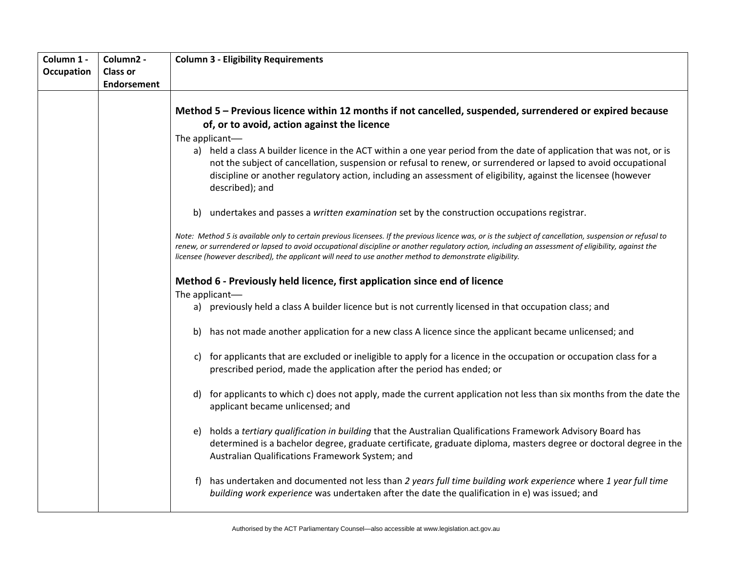| Column 1 - Occupation | Column2 - Class or Endorsement | Column 3 - Eligibility Requirements |
|---|---|---|
| | | **Method 5 – Previous licence within 12 months if not cancelled, suspended, surrendered or expired because of, or to avoid, action against the licence**<br>The applicant—<br>a) held a class A builder licence in the ACT within a one year period from the date of application that was not, or is not the subject of cancellation, suspension or refusal to renew, or surrendered or lapsed to avoid occupational discipline or another regulatory action, including an assessment of eligibility, against the licensee (however described); and<br>b) undertakes and passes a *written examination* set by the construction occupations registrar.<br>*Note: Method 5 is available only to certain previous licensees. If the previous licence was, or is the subject of cancellation, suspension or refusal to renew, or surrendered or lapsed to avoid occupational discipline or another regulatory action, including an assessment of eligibility, against the licensee (however described), the applicant will need to use another method to demonstrate eligibility.*<br>**Method 6 - Previously held licence, first application since end of licence**<br>The applicant—<br>a) previously held a class A builder licence but is not currently licensed in that occupation class; and<br>b) has not made another application for a new class A licence since the applicant became unlicensed; and<br>c) for applicants that are excluded or ineligible to apply for a licence in the occupation or occupation class for a prescribed period, made the application after the period has ended; or<br>d) for applicants to which c) does not apply, made the current application not less than six months from the date the applicant became unlicensed; and<br>e) holds a *tertiary qualification in building* that the Australian Qualifications Framework Advisory Board has determined is a bachelor degree, graduate certificate, graduate diploma, masters degree or doctoral degree in the Australian Qualifications Framework System; and<br>f) has undertaken and documented not less than *2 years full time building work experience* where *1 year full time building work experience* was undertaken after the date the qualification in e) was issued; and |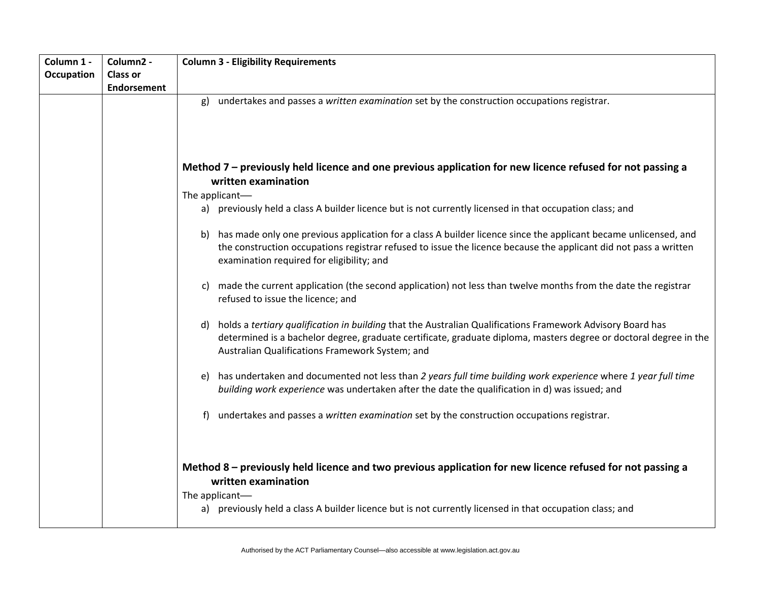| Column 1 - Occupation | Column2 - Class or Endorsement | Column 3 - Eligibility Requirements |
|---|---|---|
| | | g) undertakes and passes a *written examination* set by the construction occupations registrar.<br><br>**Method 7 – previously held licence and one previous application for new licence refused for not passing a written examination**<br>The applicant––<br>a) previously held a class A builder licence but is not currently licensed in that occupation class; and<br>b) has made only one previous application for a class A builder licence since the applicant became unlicensed, and the construction occupations registrar refused to issue the licence because the applicant did not pass a written examination required for eligibility; and<br>c) made the current application (the second application) not less than twelve months from the date the registrar refused to issue the licence; and<br>d) holds a *tertiary qualification in building* that the Australian Qualifications Framework Advisory Board has determined is a bachelor degree, graduate certificate, graduate diploma, masters degree or doctoral degree in the Australian Qualifications Framework System; and<br>e) has undertaken and documented not less than *2 years full time building work experience* where *1 year full time building work experience* was undertaken after the date the qualification in d) was issued; and<br>f) undertakes and passes a *written examination* set by the construction occupations registrar.<br><br>**Method 8 – previously held licence and two previous application for new licence refused for not passing a written examination**<br>The applicant––<br>a) previously held a class A builder licence but is not currently licensed in that occupation class; and |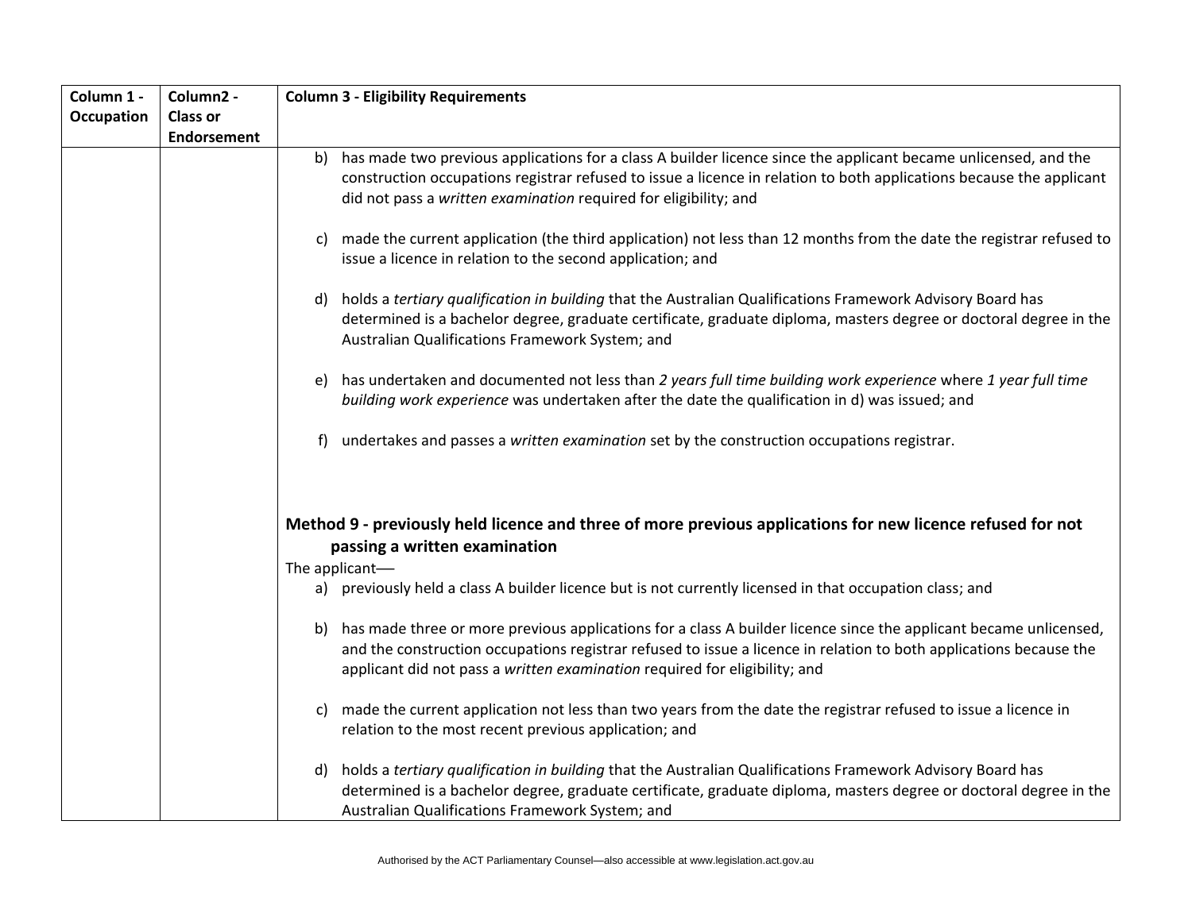| Column 1 - Occupation | Column2 - Class or Endorsement | Column 3 - Eligibility Requirements |
|---|---|---|
| | | b) has made two previous applications for a class A builder licence since the applicant became unlicensed, and the construction occupations registrar refused to issue a licence in relation to both applications because the applicant did not pass a *written examination* required for eligibility; and<br><br>c) made the current application (the third application) not less than 12 months from the date the registrar refused to issue a licence in relation to the second application; and<br><br>d) holds a *tertiary qualification in building* that the Australian Qualifications Framework Advisory Board has determined is a bachelor degree, graduate certificate, graduate diploma, masters degree or doctoral degree in the Australian Qualifications Framework System; and<br><br>e) has undertaken and documented not less than *2 years full time building work experience* where *1 year full time building work experience* was undertaken after the date the qualification in d) was issued; and<br><br>f) undertakes and passes a *written examination* set by the construction occupations registrar.<br><br>**Method 9 - previously held licence and three of more previous applications for new licence refused for not passing a written examination**<br>The applicant—<br>a) previously held a class A builder licence but is not currently licensed in that occupation class; and<br><br>b) has made three or more previous applications for a class A builder licence since the applicant became unlicensed, and the construction occupations registrar refused to issue a licence in relation to both applications because the applicant did not pass a *written examination* required for eligibility; and<br><br>c) made the current application not less than two years from the date the registrar refused to issue a licence in relation to the most recent previous application; and<br><br>d) holds a *tertiary qualification in building* that the Australian Qualifications Framework Advisory Board has determined is a bachelor degree, graduate certificate, graduate diploma, masters degree or doctoral degree in the Australian Qualifications Framework System; and |

Authorised by the ACT Parliamentary Counsel—also accessible at www.legislation.act.gov.au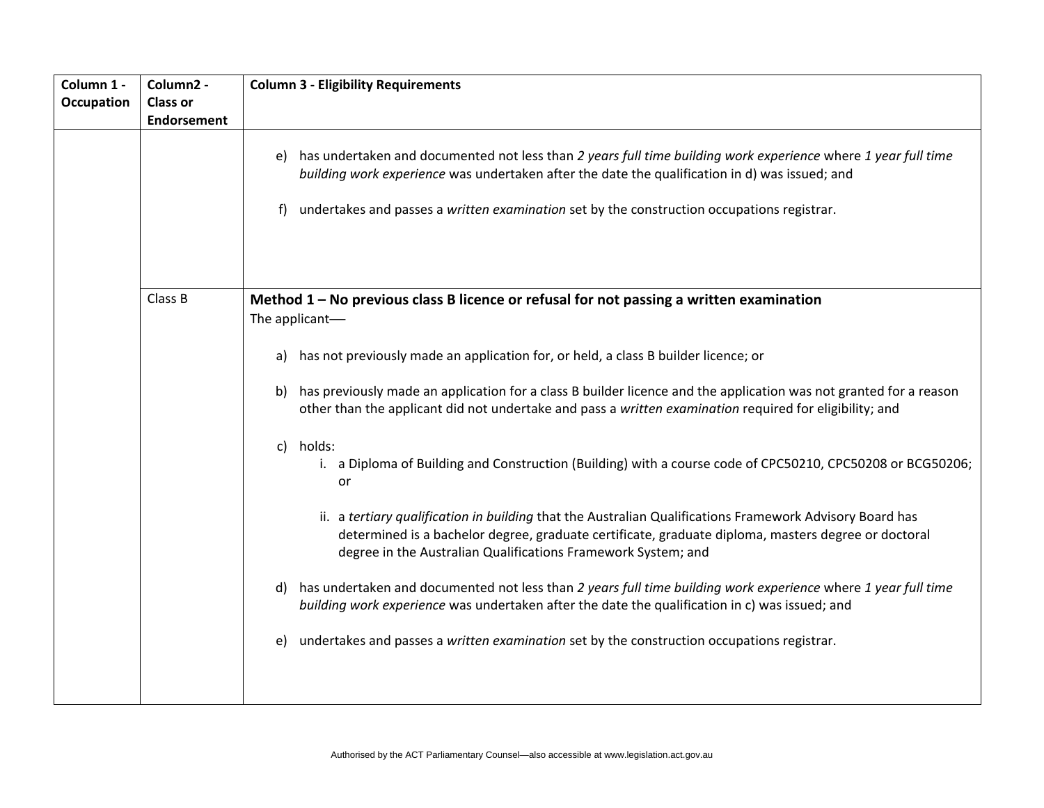| Column 1 - Occupation | Column2 - Class or Endorsement | Column 3 - Eligibility Requirements |
|---|---|---|
| | | e) has undertaken and documented not less than *2 years full time building work experience* where *1 year full time building work experience* was undertaken after the date the qualification in d) was issued; and<br><br>f) undertakes and passes a *written examination* set by the construction occupations registrar. |
| | Class B | **Method 1 – No previous class B licence or refusal for not passing a written examination**<br>The applicant—<br><br>a) has not previously made an application for, or held, a class B builder licence; or<br><br>b) has previously made an application for a class B builder licence and the application was not granted for a reason other than the applicant did not undertake and pass a *written examination* required for eligibility; and<br><br>c) holds:<br>i. a Diploma of Building and Construction (Building) with a course code of CPC50210, CPC50208 or BCG50206; or<br><br>ii. a *tertiary qualification in building* that the Australian Qualifications Framework Advisory Board has determined is a bachelor degree, graduate certificate, graduate diploma, masters degree or doctoral degree in the Australian Qualifications Framework System; and<br><br>d) has undertaken and documented not less than *2 years full time building work experience* where *1 year full time building work experience* was undertaken after the date the qualification in c) was issued; and<br><br>e) undertakes and passes a *written examination* set by the construction occupations registrar. |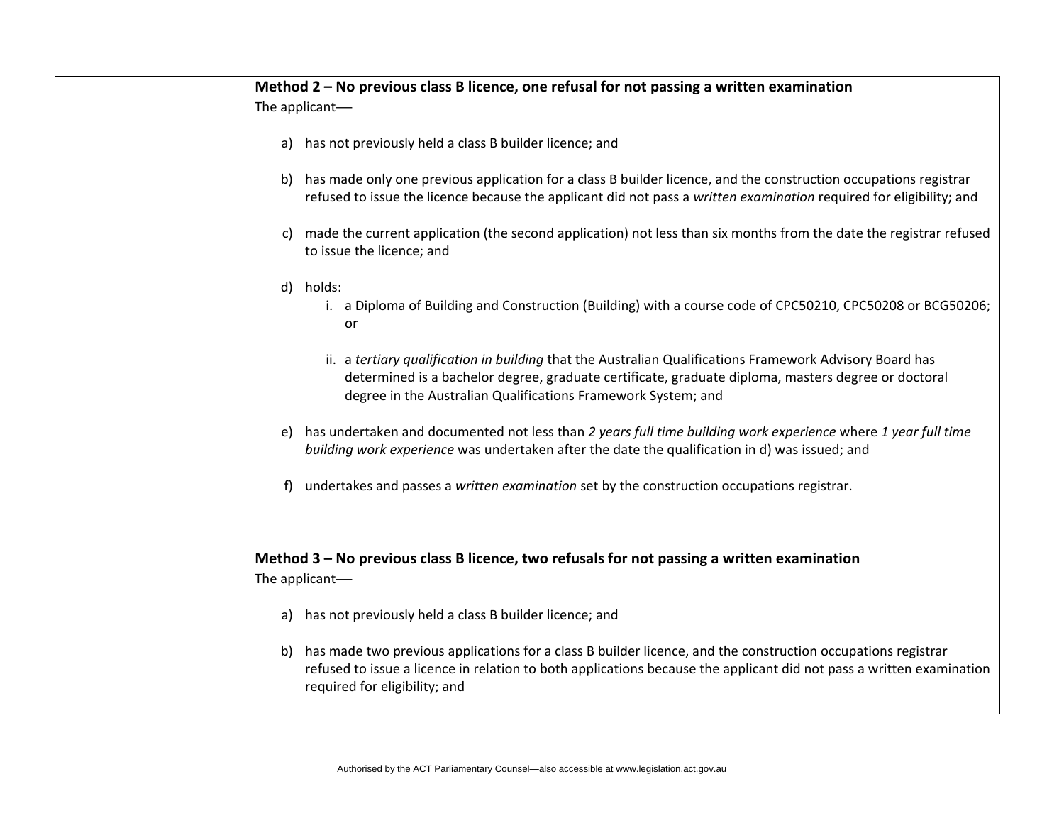| | | **Method 2 – No previous class B licence, one refusal for not passing a written examination**<br>The applicant—<br><br>a) has not previously held a class B builder licence; and<br><br>b) has made only one previous application for a class B builder licence, and the construction occupations registrar refused to issue the licence because the applicant did not pass a *written examination* required for eligibility; and<br><br>c) made the current application (the second application) not less than six months from the date the registrar refused to issue the licence; and<br><br>d) holds:<br>i. a Diploma of Building and Construction (Building) with a course code of CPC50210, CPC50208 or BCG50206; or<br><br>ii. a *tertiary qualification in building* that the Australian Qualifications Framework Advisory Board has determined is a bachelor degree, graduate certificate, graduate diploma, masters degree or doctoral degree in the Australian Qualifications Framework System; and<br><br>e) has undertaken and documented not less than *2 years full time building work experience* where *1 year full time building work experience* was undertaken after the date the qualification in d) was issued; and<br><br>f) undertakes and passes a *written examination* set by the construction occupations registrar.<br><br>**Method 3 – No previous class B licence, two refusals for not passing a written examination**<br>The applicant—<br><br>a) has not previously held a class B builder licence; and<br><br>b) has made two previous applications for a class B builder licence, and the construction occupations registrar refused to issue a licence in relation to both applications because the applicant did not pass a written examination required for eligibility; and |
|---|---|---|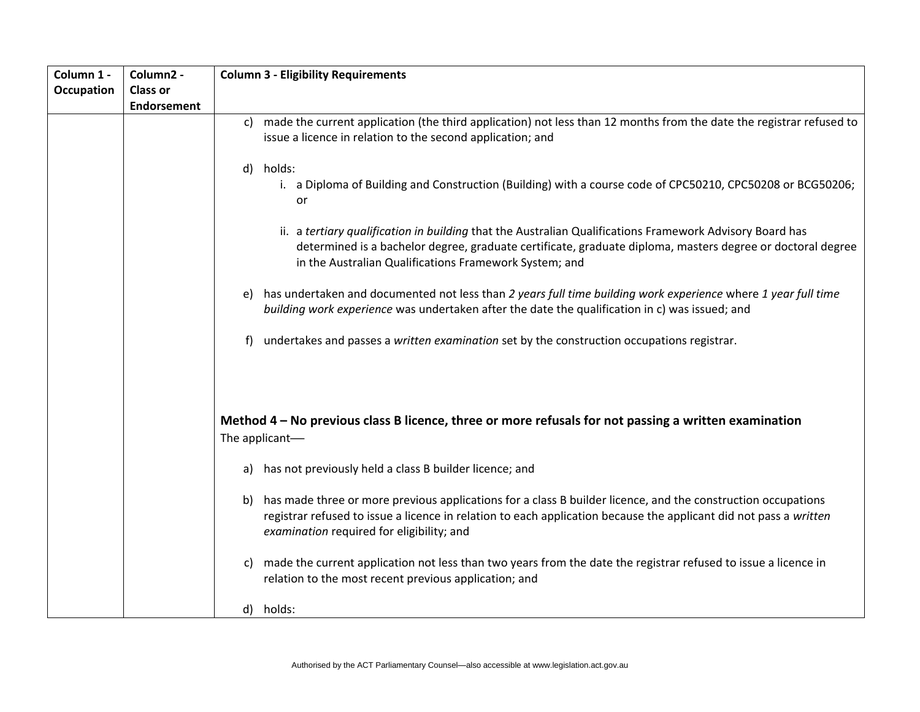| Column 1 - Occupation | Column2 - Class or Endorsement | Column 3 - Eligibility Requirements |
|---|---|---|
| | | c) made the current application (the third application) not less than 12 months from the date the registrar refused to issue a licence in relation to the second application; and<br><br>d) holds:<br>i. a Diploma of Building and Construction (Building) with a course code of CPC50210, CPC50208 or BCG50206; or<br><br>ii. a *tertiary qualification in building* that the Australian Qualifications Framework Advisory Board has determined is a bachelor degree, graduate certificate, graduate diploma, masters degree or doctoral degree in the Australian Qualifications Framework System; and<br><br>e) has undertaken and documented not less than *2 years full time building work experience* where *1 year full time building work experience* was undertaken after the date the qualification in c) was issued; and<br><br>f) undertakes and passes a *written examination* set by the construction occupations registrar.<br><br>**Method 4 – No previous class B licence, three or more refusals for not passing a written examination**<br>The applicant—<br><br>a) has not previously held a class B builder licence; and<br><br>b) has made three or more previous applications for a class B builder licence, and the construction occupations registrar refused to issue a licence in relation to each application because the applicant did not pass a *written examination* required for eligibility; and<br><br>c) made the current application not less than two years from the date the registrar refused to issue a licence in relation to the most recent previous application; and<br><br>d) holds: |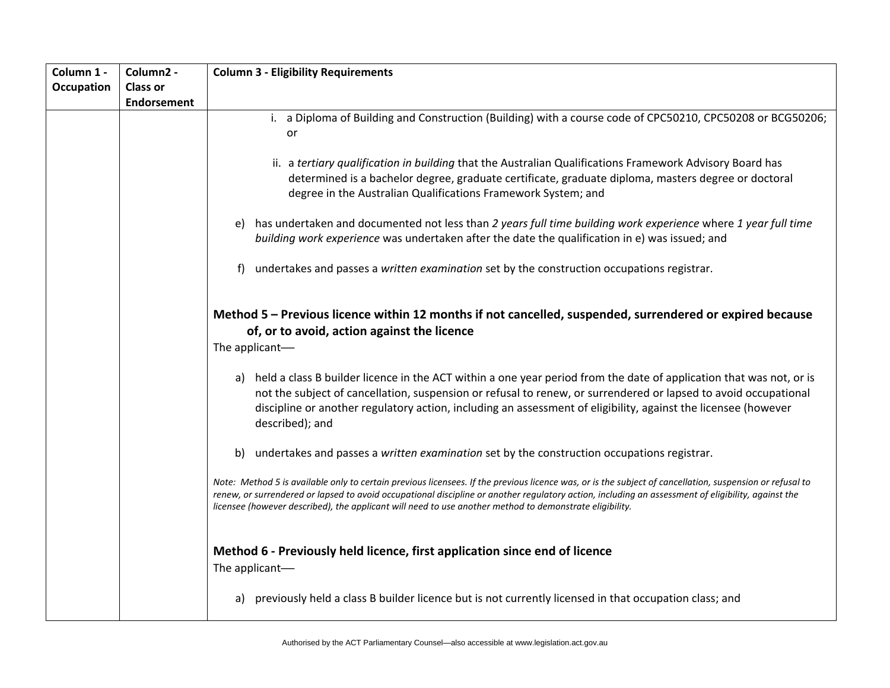| Column 1 - Occupation | Column2 - Class or Endorsement | Column 3 - Eligibility Requirements |
|---|---|---|
| | | i. a Diploma of Building and Construction (Building) with a course code of CPC50210, CPC50208 or BCG50206; or<br><br>ii. a *tertiary qualification in building* that the Australian Qualifications Framework Advisory Board has determined is a bachelor degree, graduate certificate, graduate diploma, masters degree or doctoral degree in the Australian Qualifications Framework System; and<br><br>e) has undertaken and documented not less than *2 years full time building work experience* where *1 year full time building work experience* was undertaken after the date the qualification in e) was issued; and<br><br>f) undertakes and passes a *written examination* set by the construction occupations registrar.<br><br>**Method 5 – Previous licence within 12 months if not cancelled, suspended, surrendered or expired because of, or to avoid, action against the licence**<br>The applicant—<br><br>a) held a class B builder licence in the ACT within a one year period from the date of application that was not, or is not the subject of cancellation, suspension or refusal to renew, or surrendered or lapsed to avoid occupational discipline or another regulatory action, including an assessment of eligibility, against the licensee (however described); and<br><br>b) undertakes and passes a *written examination* set by the construction occupations registrar.<br><br>*Note: Method 5 is available only to certain previous licensees. If the previous licence was, or is the subject of cancellation, suspension or refusal to renew, or surrendered or lapsed to avoid occupational discipline or another regulatory action, including an assessment of eligibility, against the licensee (however described), the applicant will need to use another method to demonstrate eligibility.*<br><br>**Method 6 - Previously held licence, first application since end of licence**<br>The applicant—<br><br>a) previously held a class B builder licence but is not currently licensed in that occupation class; and |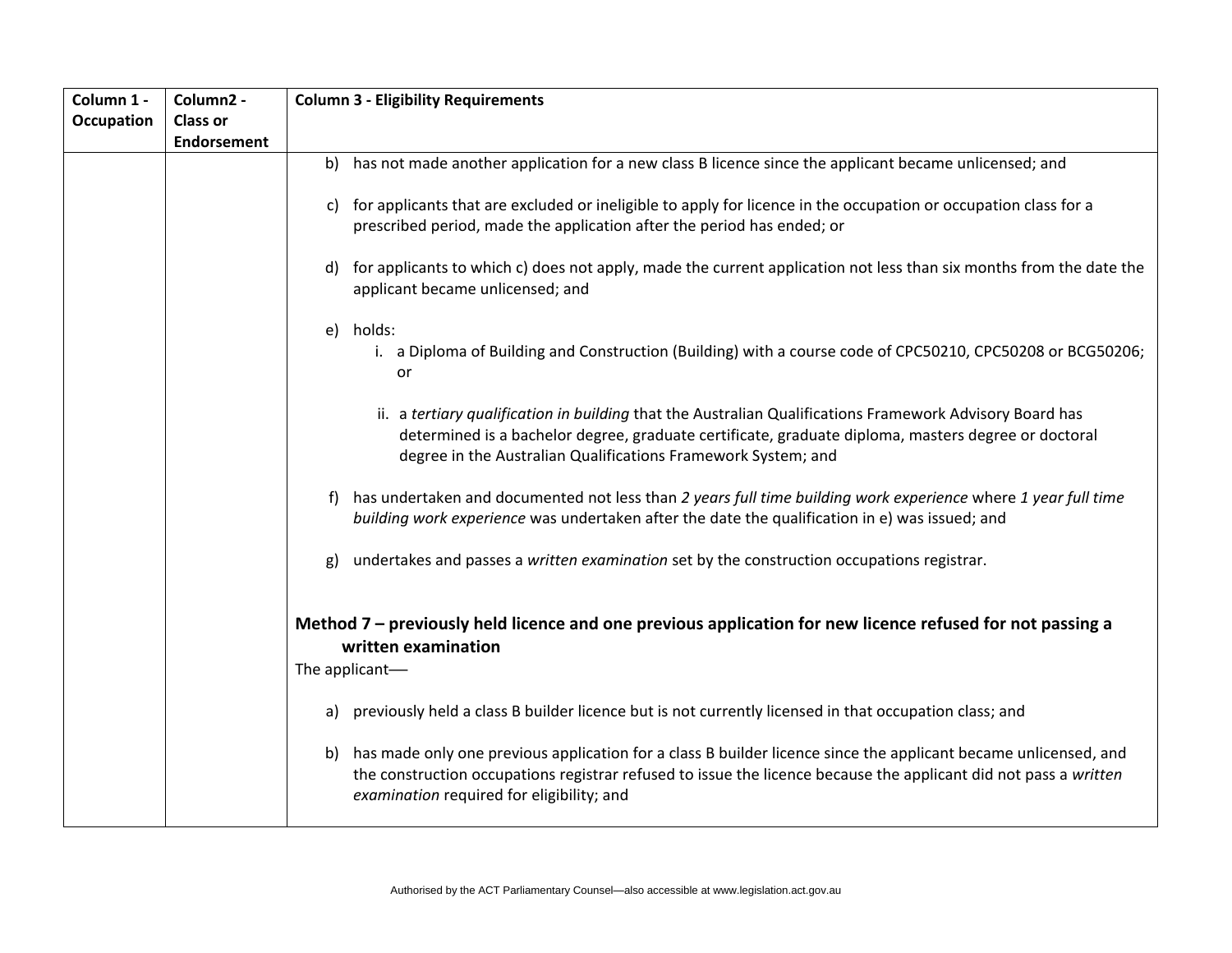| Column 1 - Occupation | Column2 - Class or Endorsement | Column 3 - Eligibility Requirements |
|---|---|---|
| | | b) has not made another application for a new class B licence since the applicant became unlicensed; and<br><br>c) for applicants that are excluded or ineligible to apply for licence in the occupation or occupation class for a prescribed period, made the application after the period has ended; or<br><br>d) for applicants to which c) does not apply, made the current application not less than six months from the date the applicant became unlicensed; and<br><br>e) holds:<br>i. a Diploma of Building and Construction (Building) with a course code of CPC50210, CPC50208 or BCG50206; or<br><br>ii. a *tertiary qualification in building* that the Australian Qualifications Framework Advisory Board has determined is a bachelor degree, graduate certificate, graduate diploma, masters degree or doctoral degree in the Australian Qualifications Framework System; and<br><br>f) has undertaken and documented not less than *2 years full time building work experience* where *1 year full time building work experience* was undertaken after the date the qualification in e) was issued; and<br><br>g) undertakes and passes a *written examination* set by the construction occupations registrar.<br><br>**Method 7 – previously held licence and one previous application for new licence refused for not passing a written examination**<br>The applicant—<br><br>a) previously held a class B builder licence but is not currently licensed in that occupation class; and<br><br>b) has made only one previous application for a class B builder licence since the applicant became unlicensed, and the construction occupations registrar refused to issue the licence because the applicant did not pass a *written examination* required for eligibility; and |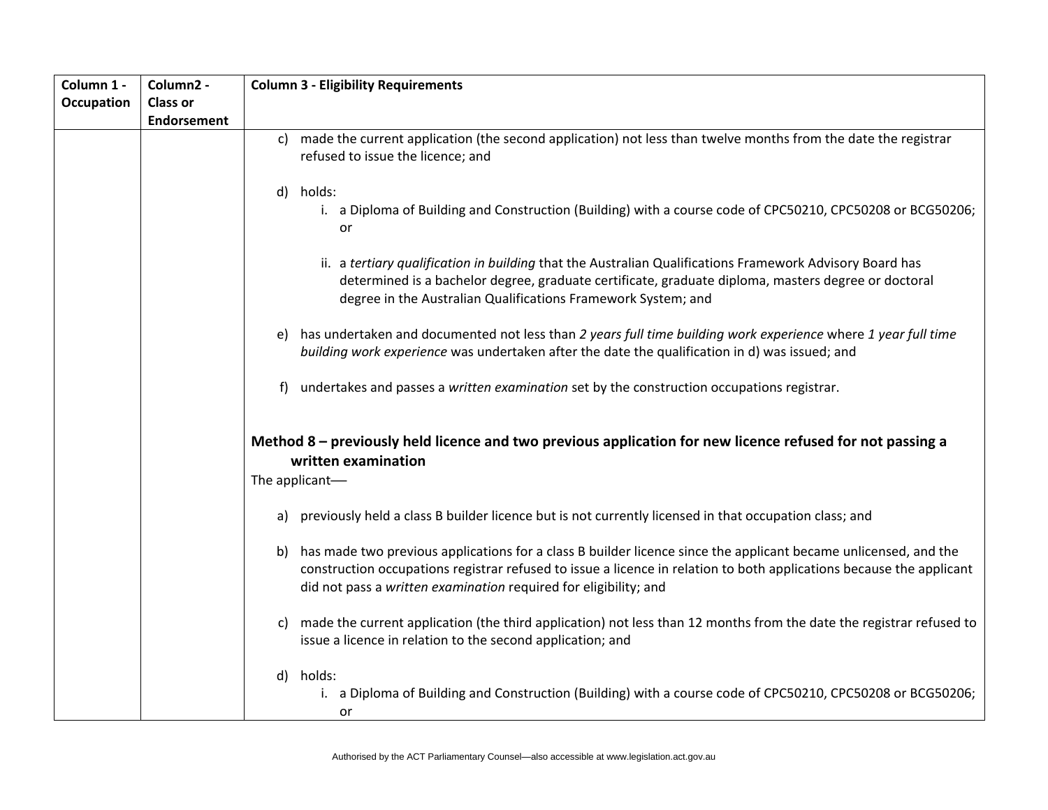| Column 1 - Occupation | Column2 - Class or Endorsement | Column 3 - Eligibility Requirements |
|---|---|---|
| | | c) made the current application (the second application) not less than twelve months from the date the registrar refused to issue the licence; and<br><br>d) holds:<br>i. a Diploma of Building and Construction (Building) with a course code of CPC50210, CPC50208 or BCG50206; or<br><br>ii. a *tertiary qualification in building* that the Australian Qualifications Framework Advisory Board has determined is a bachelor degree, graduate certificate, graduate diploma, masters degree or doctoral degree in the Australian Qualifications Framework System; and<br><br>e) has undertaken and documented not less than *2 years full time building work experience* where *1 year full time building work experience* was undertaken after the date the qualification in d) was issued; and<br><br>f) undertakes and passes a *written examination* set by the construction occupations registrar.<br><br>**Method 8 – previously held licence and two previous application for new licence refused for not passing a written examination**<br>The applicant—<br><br>a) previously held a class B builder licence but is not currently licensed in that occupation class; and<br><br>b) has made two previous applications for a class B builder licence since the applicant became unlicensed, and the construction occupations registrar refused to issue a licence in relation to both applications because the applicant did not pass a *written examination* required for eligibility; and<br><br>c) made the current application (the third application) not less than 12 months from the date the registrar refused to issue a licence in relation to the second application; and<br><br>d) holds:<br>i. a Diploma of Building and Construction (Building) with a course code of CPC50210, CPC50208 or BCG50206; or |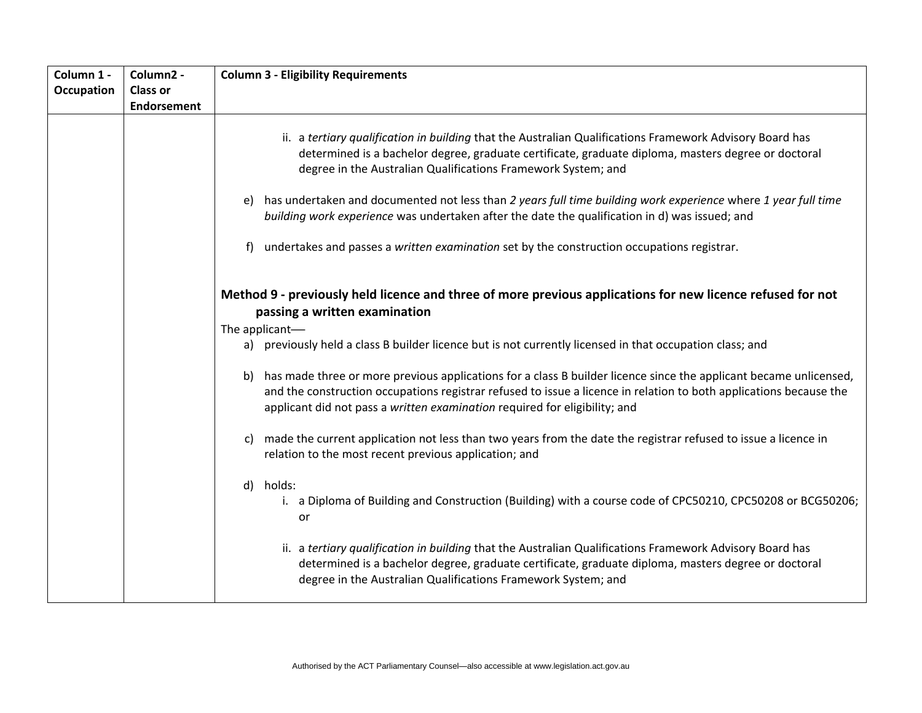| Column 1 - Occupation | Column2 - Class or Endorsement | Column 3 - Eligibility Requirements |
|---|---|---|
| | | ii. a *tertiary qualification in building* that the Australian Qualifications Framework Advisory Board has determined is a bachelor degree, graduate certificate, graduate diploma, masters degree or doctoral degree in the Australian Qualifications Framework System; and<br><br>e) has undertaken and documented not less than *2 years full time building work experience* where *1 year full time building work experience* was undertaken after the date the qualification in d) was issued; and<br><br>f) undertakes and passes a *written examination* set by the construction occupations registrar.<br><br>**Method 9 - previously held licence and three of more previous applications for new licence refused for not passing a written examination**<br>The applicant—<br>a) previously held a class B builder licence but is not currently licensed in that occupation class; and<br><br>b) has made three or more previous applications for a class B builder licence since the applicant became unlicensed, and the construction occupations registrar refused to issue a licence in relation to both applications because the applicant did not pass a *written examination* required for eligibility; and<br><br>c) made the current application not less than two years from the date the registrar refused to issue a licence in relation to the most recent previous application; and<br><br>d) holds:<br>i. a Diploma of Building and Construction (Building) with a course code of CPC50210, CPC50208 or BCG50206; or<br><br>ii. a *tertiary qualification in building* that the Australian Qualifications Framework Advisory Board has determined is a bachelor degree, graduate certificate, graduate diploma, masters degree or doctoral degree in the Australian Qualifications Framework System; and |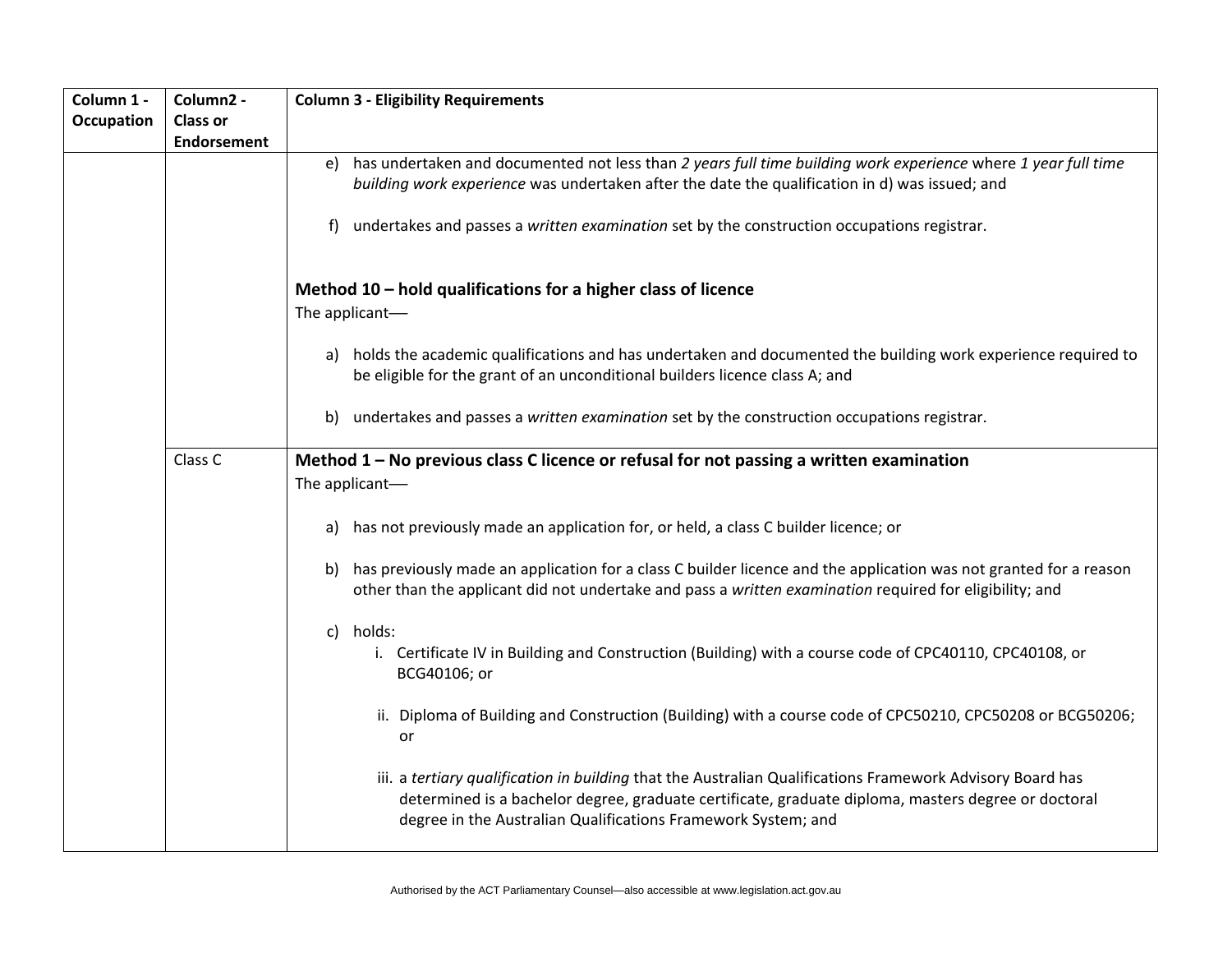| Column 1 - Occupation | Column2 - Class or Endorsement | Column 3 - Eligibility Requirements |
|---|---|---|
| | | e) has undertaken and documented not less than *2 years full time building work experience* where *1 year full time building work experience* was undertaken after the date the qualification in d) was issued; and<br><br>f) undertakes and passes a *written examination* set by the construction occupations registrar.<br><br>**Method 10 – hold qualifications for a higher class of licence**<br>The applicant—<br><br>a) holds the academic qualifications and has undertaken and documented the building work experience required to be eligible for the grant of an unconditional builders licence class A; and<br><br>b) undertakes and passes a *written examination* set by the construction occupations registrar. |
| | Class C | **Method 1 – No previous class C licence or refusal for not passing a written examination**<br>The applicant—<br><br>a) has not previously made an application for, or held, a class C builder licence; or<br><br>b) has previously made an application for a class C builder licence and the application was not granted for a reason other than the applicant did not undertake and pass a *written examination* required for eligibility; and<br><br>c) holds:<br>i. Certificate IV in Building and Construction (Building) with a course code of CPC40110, CPC40108, or BCG40106; or<br><br>ii. Diploma of Building and Construction (Building) with a course code of CPC50210, CPC50208 or BCG50206; or<br><br>iii. a *tertiary qualification in building* that the Australian Qualifications Framework Advisory Board has determined is a bachelor degree, graduate certificate, graduate diploma, masters degree or doctoral degree in the Australian Qualifications Framework System; and |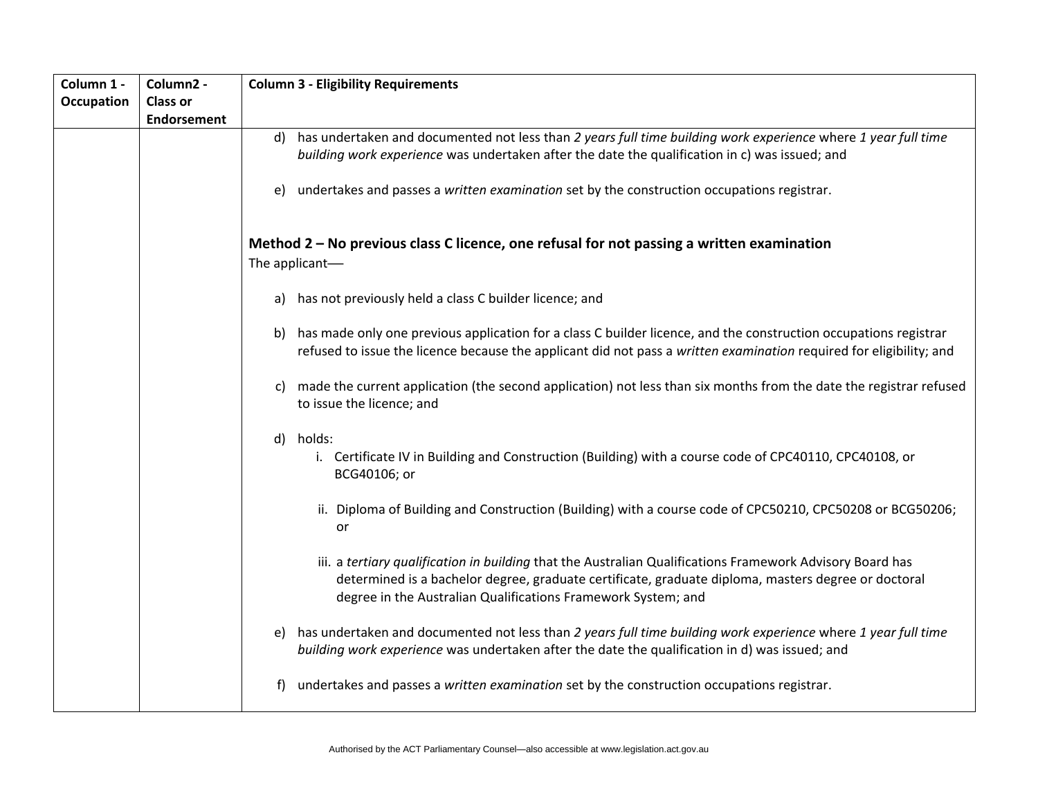| Column 1 - Occupation | Column2 - Class or Endorsement | Column 3 - Eligibility Requirements |
|---|---|---|
| | | d) has undertaken and documented not less than *2 years full time building work experience* where *1 year full time building work experience* was undertaken after the date the qualification in c) was issued; and<br><br>e) undertakes and passes a *written examination* set by the construction occupations registrar.<br><br>**Method 2 – No previous class C licence, one refusal for not passing a written examination**<br>The applicant—<br><br>a) has not previously held a class C builder licence; and<br><br>b) has made only one previous application for a class C builder licence, and the construction occupations registrar refused to issue the licence because the applicant did not pass a *written examination* required for eligibility; and<br><br>c) made the current application (the second application) not less than six months from the date the registrar refused to issue the licence; and<br><br>d) holds:<br>i. Certificate IV in Building and Construction (Building) with a course code of CPC40110, CPC40108, or BCG40106; or<br><br>ii. Diploma of Building and Construction (Building) with a course code of CPC50210, CPC50208 or BCG50206; or<br><br>iii. a *tertiary qualification in building* that the Australian Qualifications Framework Advisory Board has determined is a bachelor degree, graduate certificate, graduate diploma, masters degree or doctoral degree in the Australian Qualifications Framework System; and<br><br>e) has undertaken and documented not less than *2 years full time building work experience* where *1 year full time building work experience* was undertaken after the date the qualification in d) was issued; and<br><br>f) undertakes and passes a *written examination* set by the construction occupations registrar. |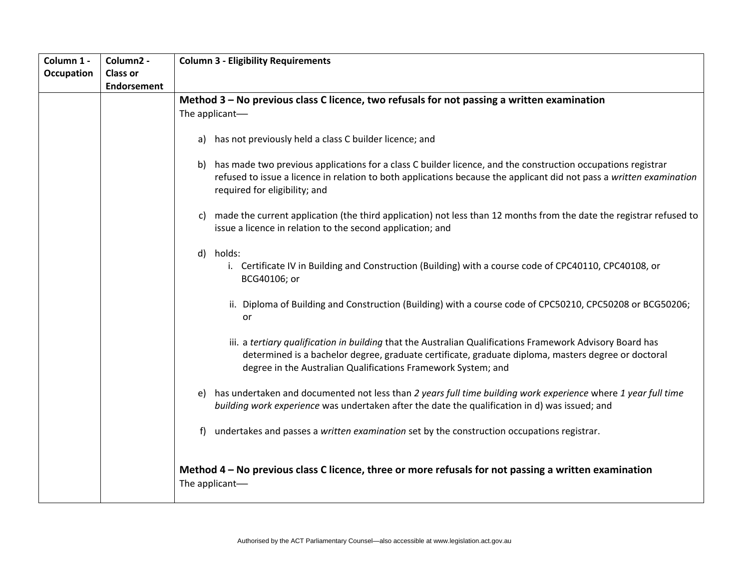| Column 1 - Occupation | Column2 - Class or Endorsement | Column 3 - Eligibility Requirements |
|---|---|---|
| | | **Method 3 – No previous class C licence, two refusals for not passing a written examination**<br>The applicant—<br><br>a) has not previously held a class C builder licence; and<br><br>b) has made two previous applications for a class C builder licence, and the construction occupations registrar refused to issue a licence in relation to both applications because the applicant did not pass a *written examination* required for eligibility; and<br><br>c) made the current application (the third application) not less than 12 months from the date the registrar refused to issue a licence in relation to the second application; and<br><br>d) holds:<br>i. Certificate IV in Building and Construction (Building) with a course code of CPC40110, CPC40108, or BCG40106; or<br><br>ii. Diploma of Building and Construction (Building) with a course code of CPC50210, CPC50208 or BCG50206; or<br><br>iii. a *tertiary qualification in building* that the Australian Qualifications Framework Advisory Board has determined is a bachelor degree, graduate certificate, graduate diploma, masters degree or doctoral degree in the Australian Qualifications Framework System; and<br><br>e) has undertaken and documented not less than *2 years full time building work experience* where *1 year full time building work experience* was undertaken after the date the qualification in d) was issued; and<br><br>f) undertakes and passes a *written examination* set by the construction occupations registrar.<br><br>**Method 4 – No previous class C licence, three or more refusals for not passing a written examination**<br>The applicant— |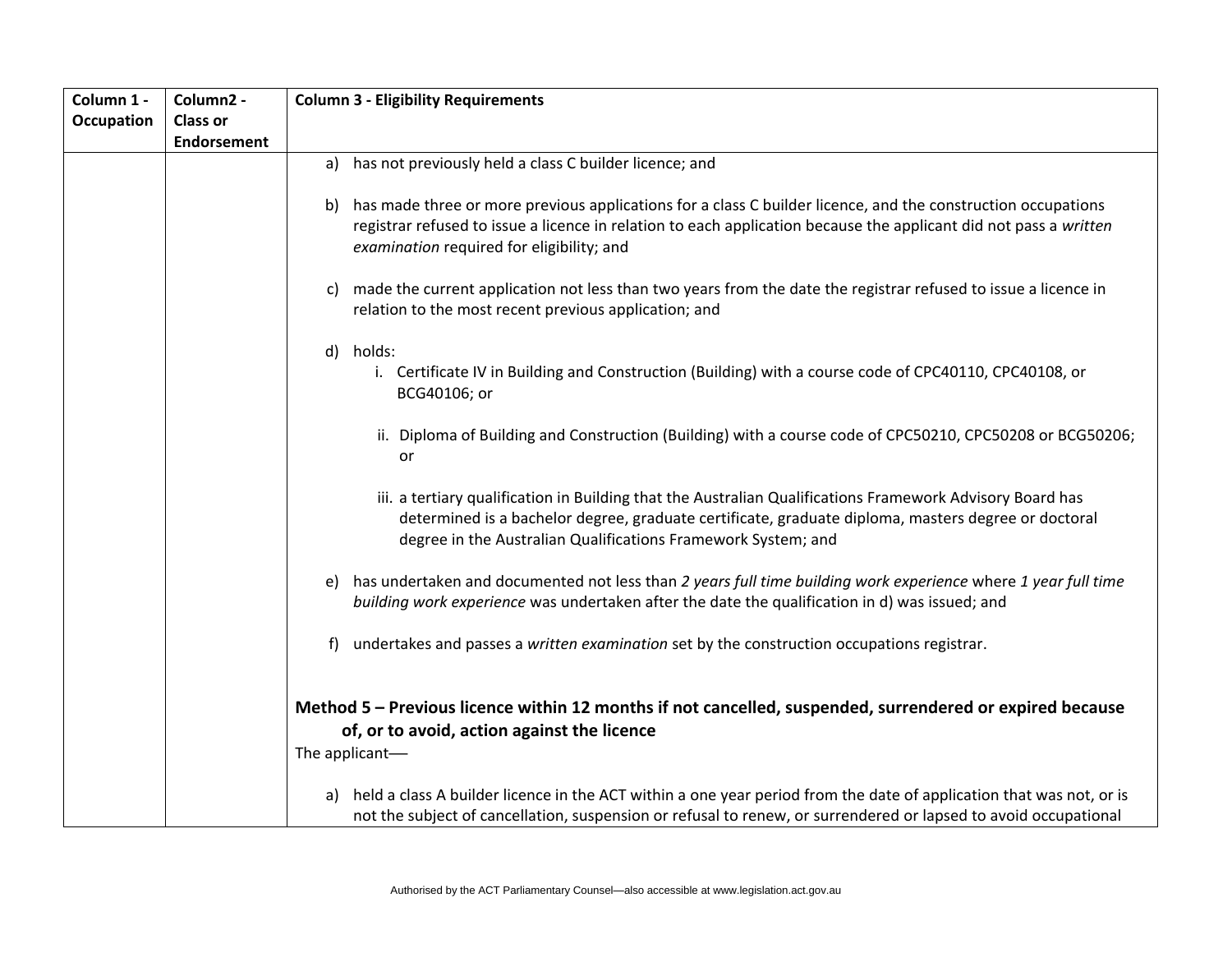| Column 1 - Occupation | Column2 - Class or Endorsement | Column 3 - Eligibility Requirements |
|---|---|---|
| | | a) has not previously held a class C builder licence; and<br><br>b) has made three or more previous applications for a class C builder licence, and the construction occupations registrar refused to issue a licence in relation to each application because the applicant did not pass a *written examination* required for eligibility; and<br><br>c) made the current application not less than two years from the date the registrar refused to issue a licence in relation to the most recent previous application; and<br><br>d) holds:<br>i. Certificate IV in Building and Construction (Building) with a course code of CPC40110, CPC40108, or BCG40106; or<br><br>ii. Diploma of Building and Construction (Building) with a course code of CPC50210, CPC50208 or BCG50206; or<br><br>iii. a tertiary qualification in Building that the Australian Qualifications Framework Advisory Board has determined is a bachelor degree, graduate certificate, graduate diploma, masters degree or doctoral degree in the Australian Qualifications Framework System; and<br><br>e) has undertaken and documented not less than *2 years full time building work experience* where *1 year full time building work experience* was undertaken after the date the qualification in d) was issued; and<br><br>f) undertakes and passes a *written examination* set by the construction occupations registrar.<br><br>**Method 5 – Previous licence within 12 months if not cancelled, suspended, surrendered or expired because of, or to avoid, action against the licence**<br>The applicant—<br><br>a) held a class A builder licence in the ACT within a one year period from the date of application that was not, or is not the subject of cancellation, suspension or refusal to renew, or surrendered or lapsed to avoid occupational |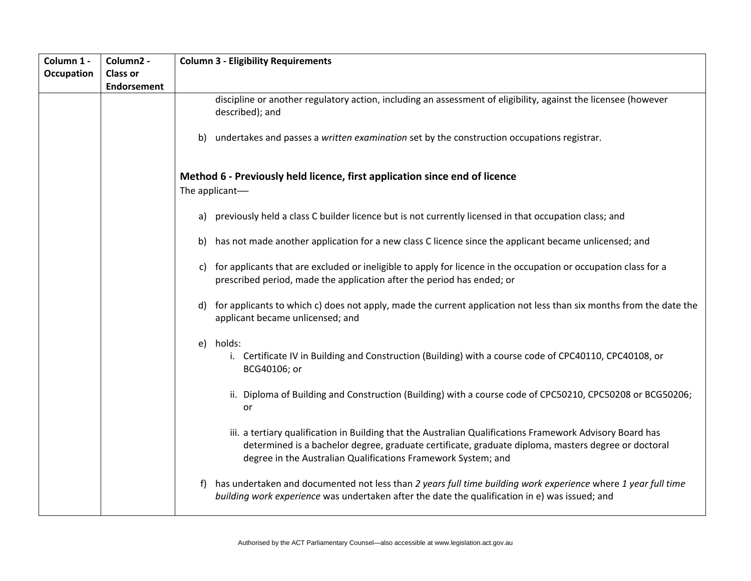| Column 1 - Occupation | Column2 - Class or Endorsement | Column 3 - Eligibility Requirements |
|---|---|---|
| | | discipline or another regulatory action, including an assessment of eligibility, against the licensee (however described); and<br><br>b) undertakes and passes a *written examination* set by the construction occupations registrar.<br><br>**Method 6 - Previously held licence, first application since end of licence**<br>The applicant—<br><br>a) previously held a class C builder licence but is not currently licensed in that occupation class; and<br><br>b) has not made another application for a new class C licence since the applicant became unlicensed; and<br><br>c) for applicants that are excluded or ineligible to apply for licence in the occupation or occupation class for a prescribed period, made the application after the period has ended; or<br><br>d) for applicants to which c) does not apply, made the current application not less than six months from the date the applicant became unlicensed; and<br><br>e) holds:<br>i. Certificate IV in Building and Construction (Building) with a course code of CPC40110, CPC40108, or BCG40106; or<br><br>ii. Diploma of Building and Construction (Building) with a course code of CPC50210, CPC50208 or BCG50206; or<br><br>iii. a tertiary qualification in Building that the Australian Qualifications Framework Advisory Board has determined is a bachelor degree, graduate certificate, graduate diploma, masters degree or doctoral degree in the Australian Qualifications Framework System; and<br><br>f) has undertaken and documented not less than *2 years full time building work experience* where *1 year full time building work experience* was undertaken after the date the qualification in e) was issued; and |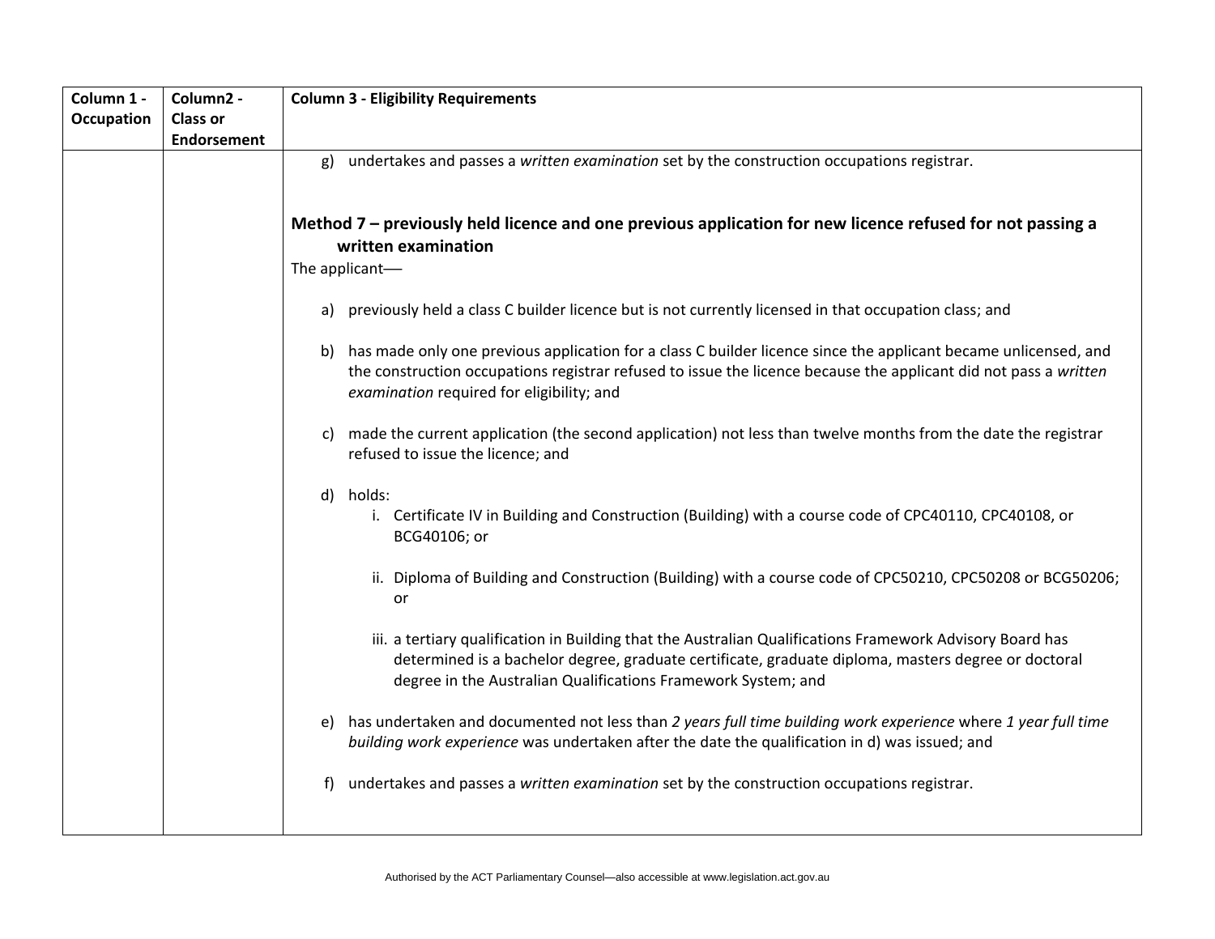| Column 1 - Occupation | Column2 - Class or Endorsement | Column 3 - Eligibility Requirements |
|---|---|---|
| | | g) undertakes and passes a *written examination* set by the construction occupations registrar.<br><br>**Method 7 – previously held licence and one previous application for new licence refused for not passing a written examination**<br>The applicant—<br><br>a) previously held a class C builder licence but is not currently licensed in that occupation class; and<br><br>b) has made only one previous application for a class C builder licence since the applicant became unlicensed, and the construction occupations registrar refused to issue the licence because the applicant did not pass a *written examination* required for eligibility; and<br><br>c) made the current application (the second application) not less than twelve months from the date the registrar refused to issue the licence; and<br><br>d) holds:<br>i. Certificate IV in Building and Construction (Building) with a course code of CPC40110, CPC40108, or BCG40106; or<br><br>ii. Diploma of Building and Construction (Building) with a course code of CPC50210, CPC50208 or BCG50206; or<br><br>iii. a tertiary qualification in Building that the Australian Qualifications Framework Advisory Board has determined is a bachelor degree, graduate certificate, graduate diploma, masters degree or doctoral degree in the Australian Qualifications Framework System; and<br><br>e) has undertaken and documented not less than *2 years full time building work experience* where *1 year full time building work experience* was undertaken after the date the qualification in d) was issued; and<br><br>f) undertakes and passes a *written examination* set by the construction occupations registrar. |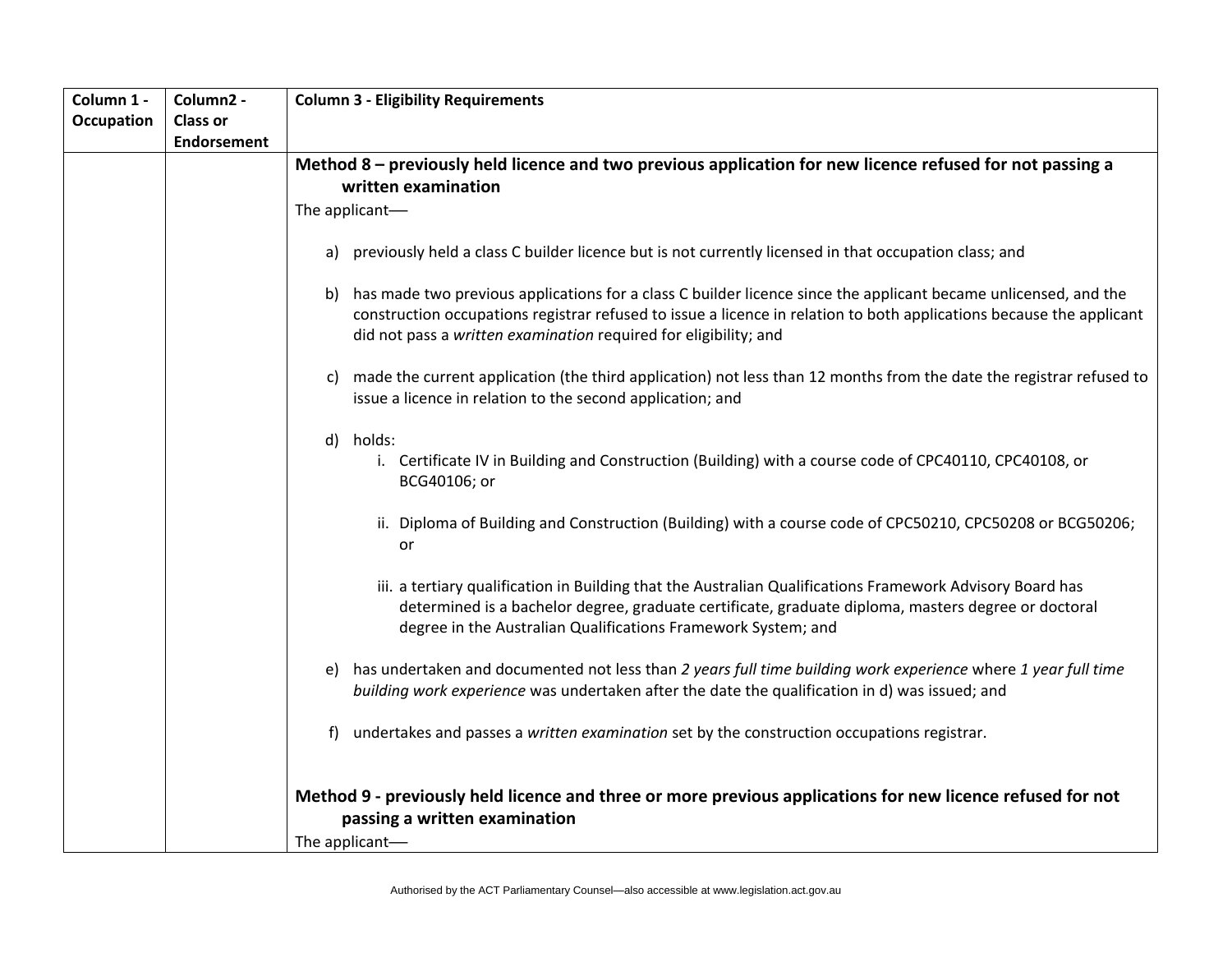| Column 1 - Occupation | Column2 - Class or Endorsement | Column 3 - Eligibility Requirements |
|---|---|---|
| | | **Method 8 – previously held licence and two previous application for new licence refused for not passing a written examination**<br>The applicant—<br>a) previously held a class C builder licence but is not currently licensed in that occupation class; and<br>b) has made two previous applications for a class C builder licence since the applicant became unlicensed, and the construction occupations registrar refused to issue a licence in relation to both applications because the applicant did not pass a *written examination* required for eligibility; and<br>c) made the current application (the third application) not less than 12 months from the date the registrar refused to issue a licence in relation to the second application; and<br>d) holds:<br>i. Certificate IV in Building and Construction (Building) with a course code of CPC40110, CPC40108, or BCG40106; or<br>ii. Diploma of Building and Construction (Building) with a course code of CPC50210, CPC50208 or BCG50206; or<br>iii. a tertiary qualification in Building that the Australian Qualifications Framework Advisory Board has determined is a bachelor degree, graduate certificate, graduate diploma, masters degree or doctoral degree in the Australian Qualifications Framework System; and<br>e) has undertaken and documented not less than *2 years full time building work experience* where *1 year full time building work experience* was undertaken after the date the qualification in d) was issued; and<br>f) undertakes and passes a *written examination* set by the construction occupations registrar.<br><br>**Method 9 - previously held licence and three or more previous applications for new licence refused for not passing a written examination**<br>The applicant— |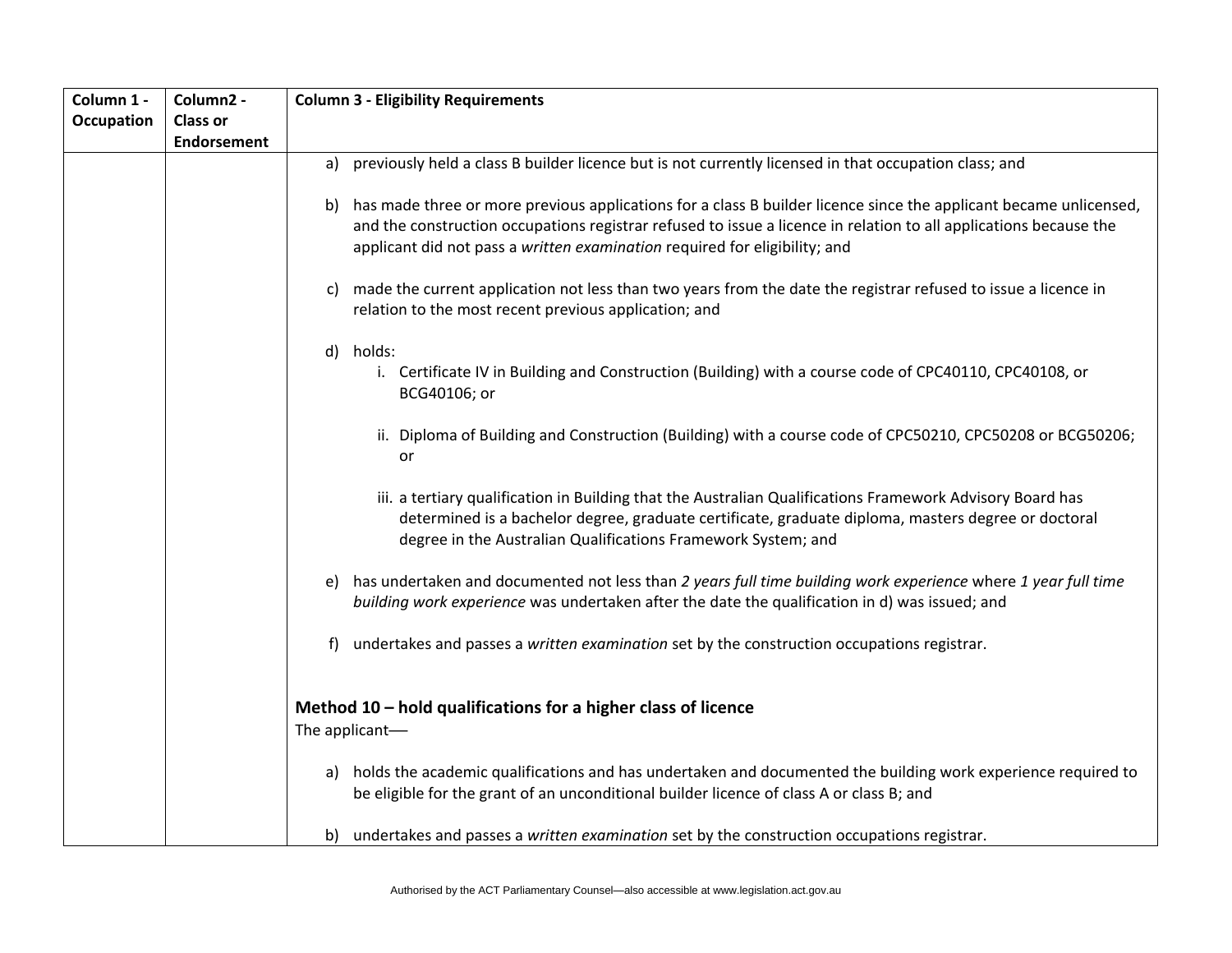| Column 1 - Occupation | Column2 - Class or Endorsement | Column 3 - Eligibility Requirements |
|---|---|---|
| | | a) previously held a class B builder licence but is not currently licensed in that occupation class; and<br><br>b) has made three or more previous applications for a class B builder licence since the applicant became unlicensed, and the construction occupations registrar refused to issue a licence in relation to all applications because the applicant did not pass a *written examination* required for eligibility; and<br><br>c) made the current application not less than two years from the date the registrar refused to issue a licence in relation to the most recent previous application; and<br><br>d) holds:<br>i. Certificate IV in Building and Construction (Building) with a course code of CPC40110, CPC40108, or BCG40106; or<br><br>ii. Diploma of Building and Construction (Building) with a course code of CPC50210, CPC50208 or BCG50206; or<br><br>iii. a tertiary qualification in Building that the Australian Qualifications Framework Advisory Board has determined is a bachelor degree, graduate certificate, graduate diploma, masters degree or doctoral degree in the Australian Qualifications Framework System; and<br><br>e) has undertaken and documented not less than *2 years full time building work experience* where *1 year full time building work experience* was undertaken after the date the qualification in d) was issued; and<br><br>f) undertakes and passes a *written examination* set by the construction occupations registrar.<br><br>**Method 10 – hold qualifications for a higher class of licence**<br>The applicant—<br><br>a) holds the academic qualifications and has undertaken and documented the building work experience required to be eligible for the grant of an unconditional builder licence of class A or class B; and<br><br>b) undertakes and passes a *written examination* set by the construction occupations registrar. |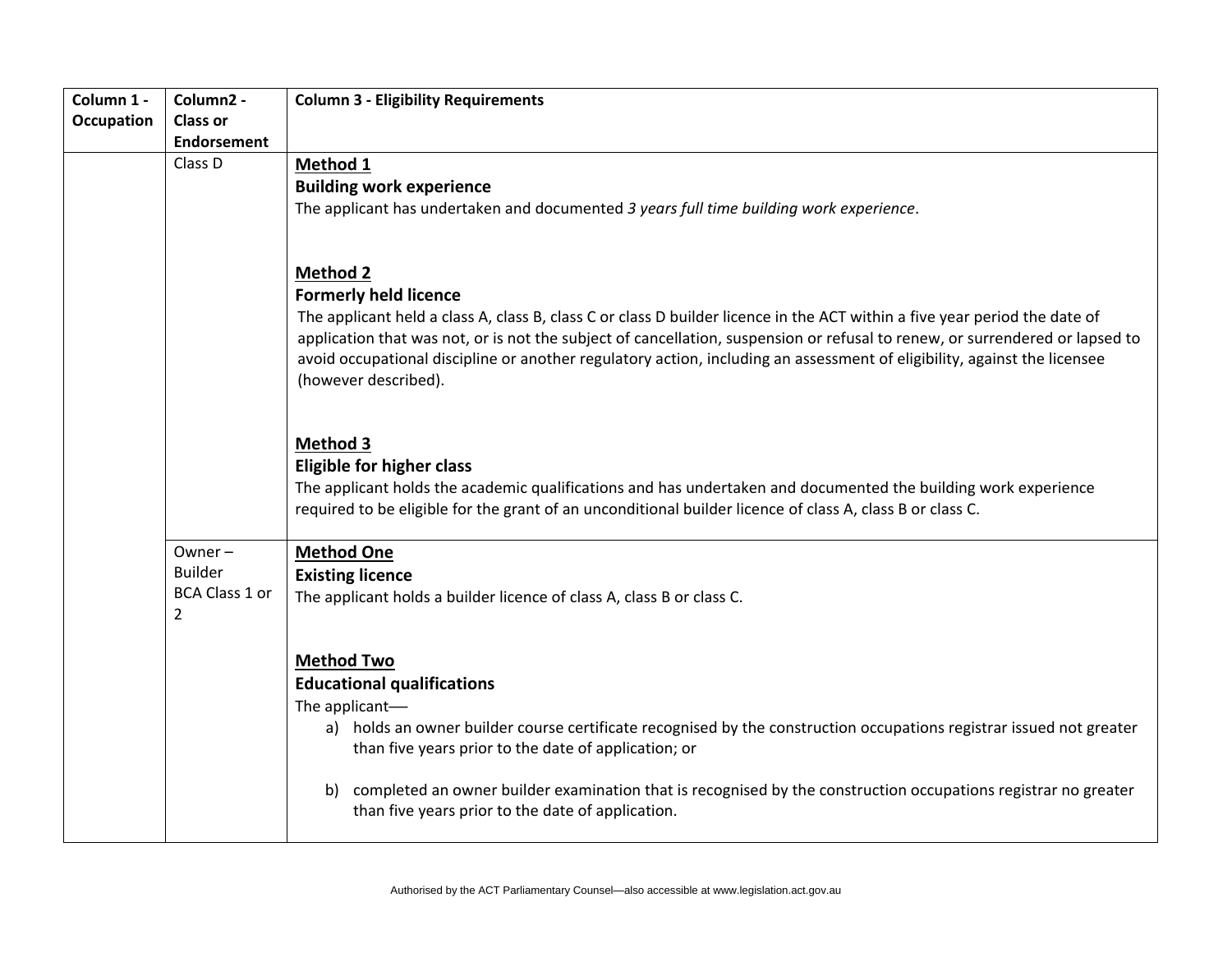| Column 1 - Occupation | Column2 - Class or Endorsement | Column 3 - Eligibility Requirements |
|---|---|---|
| | Class D | **Method 1**<br>**Building work experience**<br>The applicant has undertaken and documented *3 years full time building work experience*.<br><br>**Method 2**<br>**Formerly held licence**<br>The applicant held a class A, class B, class C or class D builder licence in the ACT within a five year period the date of application that was not, or is not the subject of cancellation, suspension or refusal to renew, or surrendered or lapsed to avoid occupational discipline or another regulatory action, including an assessment of eligibility, against the licensee (however described).<br><br>**Method 3**<br>**Eligible for higher class**<br>The applicant holds the academic qualifications and has undertaken and documented the building work experience required to be eligible for the grant of an unconditional builder licence of class A, class B or class C. |
| | Owner – Builder BCA Class 1 or 2 | **Method One**<br>**Existing licence**<br>The applicant holds a builder licence of class A, class B or class C.<br><br>**Method Two**<br>**Educational qualifications**<br>The applicant—<br>a) holds an owner builder course certificate recognised by the construction occupations registrar issued not greater than five years prior to the date of application; or<br><br>b) completed an owner builder examination that is recognised by the construction occupations registrar no greater than five years prior to the date of application. |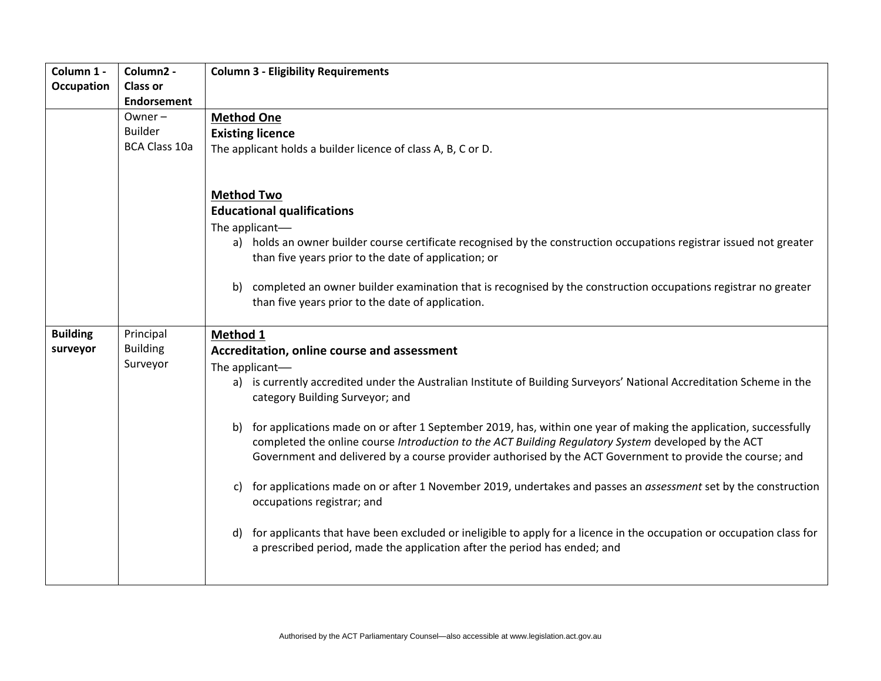| Column 1 - Occupation | Column2 - Class or Endorsement | Column 3 - Eligibility Requirements |
|---|---|---|
| | Owner – Builder BCA Class 10a | **Method One**<br>**Existing licence**<br>The applicant holds a builder licence of class A, B, C or D.<br><br>**Method Two**<br>**Educational qualifications**<br>The applicant—<br>a) holds an owner builder course certificate recognised by the construction occupations registrar issued not greater than five years prior to the date of application; or<br><br>b) completed an owner builder examination that is recognised by the construction occupations registrar no greater than five years prior to the date of application. |
| **Building surveyor** | Principal Building Surveyor | **Method 1**<br>**Accreditation, online course and assessment**<br>The applicant—<br>a) is currently accredited under the Australian Institute of Building Surveyors' National Accreditation Scheme in the category Building Surveyor; and<br><br>b) for applications made on or after 1 September 2019, has, within one year of making the application, successfully completed the online course *Introduction to the ACT Building Regulatory System* developed by the ACT Government and delivered by a course provider authorised by the ACT Government to provide the course; and<br><br>c) for applications made on or after 1 November 2019, undertakes and passes an *assessment* set by the construction occupations registrar; and<br><br>d) for applicants that have been excluded or ineligible to apply for a licence in the occupation or occupation class for a prescribed period, made the application after the period has ended; and |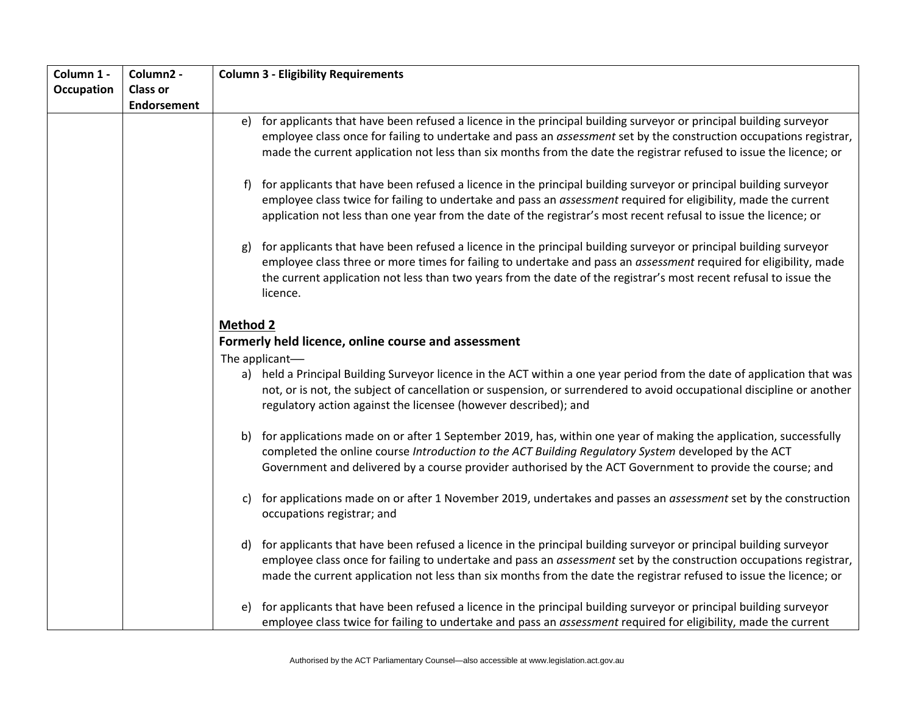| Column 1 - Occupation | Column2 - Class or Endorsement | Column 3 - Eligibility Requirements |
|---|---|---|
| | | e) for applicants that have been refused a licence in the principal building surveyor or principal building surveyor employee class once for failing to undertake and pass an *assessment* set by the construction occupations registrar, made the current application not less than six months from the date the registrar refused to issue the licence; or<br><br>f) for applicants that have been refused a licence in the principal building surveyor or principal building surveyor employee class twice for failing to undertake and pass an *assessment* required for eligibility, made the current application not less than one year from the date of the registrar's most recent refusal to issue the licence; or<br><br>g) for applicants that have been refused a licence in the principal building surveyor or principal building surveyor employee class three or more times for failing to undertake and pass an *assessment* required for eligibility, made the current application not less than two years from the date of the registrar's most recent refusal to issue the licence.<br><br>**<u>Method 2</u>**<br>**Formerly held licence, online course and assessment**<br>The applicant—<br>a) held a Principal Building Surveyor licence in the ACT within a one year period from the date of application that was not, or is not, the subject of cancellation or suspension, or surrendered to avoid occupational discipline or another regulatory action against the licensee (however described); and<br><br>b) for applications made on or after 1 September 2019, has, within one year of making the application, successfully completed the online course *Introduction to the ACT Building Regulatory System* developed by the ACT Government and delivered by a course provider authorised by the ACT Government to provide the course; and<br><br>c) for applications made on or after 1 November 2019, undertakes and passes an *assessment* set by the construction occupations registrar; and<br><br>d) for applicants that have been refused a licence in the principal building surveyor or principal building surveyor employee class once for failing to undertake and pass an *assessment* set by the construction occupations registrar, made the current application not less than six months from the date the registrar refused to issue the licence; or<br><br>e) for applicants that have been refused a licence in the principal building surveyor or principal building surveyor employee class twice for failing to undertake and pass an *assessment* required for eligibility, made the current |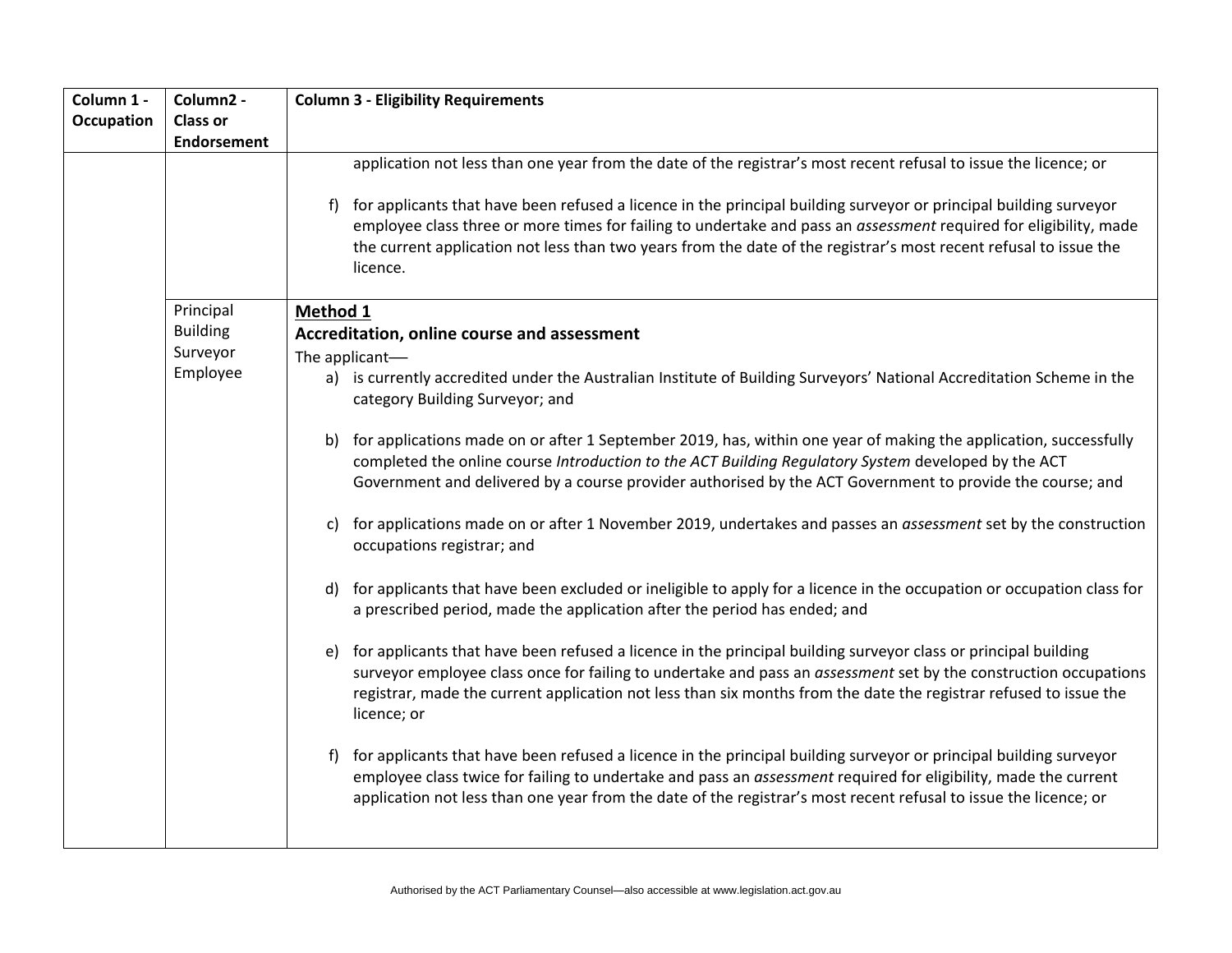| Column 1 - Occupation | Column2 - Class or Endorsement | Column 3 - Eligibility Requirements |
|---|---|---|
| | | application not less than one year from the date of the registrar's most recent refusal to issue the licence; or<br><br>f) for applicants that have been refused a licence in the principal building surveyor or principal building surveyor employee class three or more times for failing to undertake and pass an *assessment* required for eligibility, made the current application not less than two years from the date of the registrar's most recent refusal to issue the licence. |
| | Principal Building Surveyor Employee | **Method 1**<br>**Accreditation, online course and assessment**<br>The applicant—<br>a) is currently accredited under the Australian Institute of Building Surveyors' National Accreditation Scheme in the category Building Surveyor; and<br><br>b) for applications made on or after 1 September 2019, has, within one year of making the application, successfully completed the online course *Introduction to the ACT Building Regulatory System* developed by the ACT Government and delivered by a course provider authorised by the ACT Government to provide the course; and<br><br>c) for applications made on or after 1 November 2019, undertakes and passes an *assessment* set by the construction occupations registrar; and<br><br>d) for applicants that have been excluded or ineligible to apply for a licence in the occupation or occupation class for a prescribed period, made the application after the period has ended; and<br><br>e) for applicants that have been refused a licence in the principal building surveyor class or principal building surveyor employee class once for failing to undertake and pass an *assessment* set by the construction occupations registrar, made the current application not less than six months from the date the registrar refused to issue the licence; or<br><br>f) for applicants that have been refused a licence in the principal building surveyor or principal building surveyor employee class twice for failing to undertake and pass an *assessment* required for eligibility, made the current application not less than one year from the date of the registrar's most recent refusal to issue the licence; or |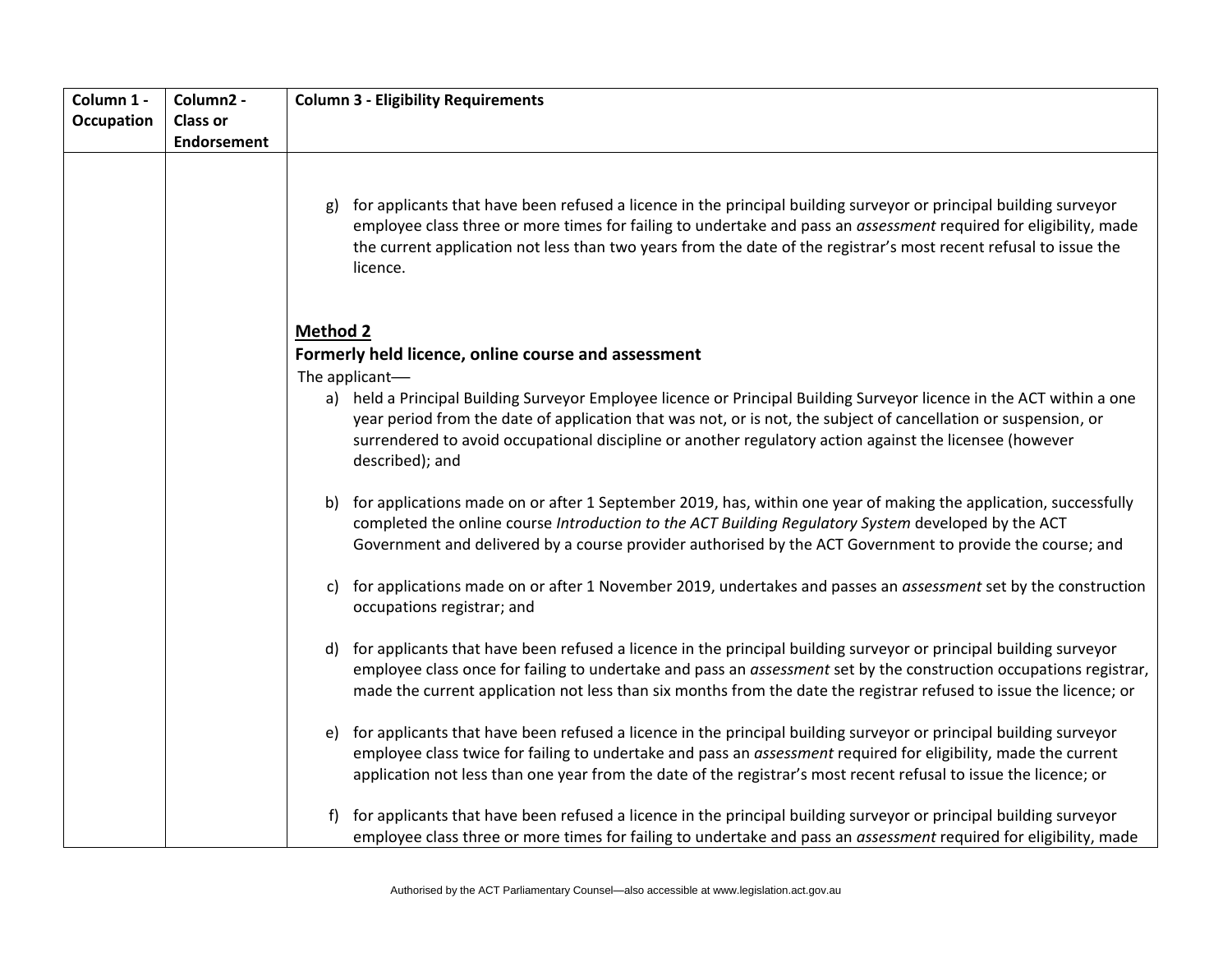| Column 1 - Occupation | Column2 - Class or Endorsement | Column 3 - Eligibility Requirements |
|---|---|---|
| | | g) for applicants that have been refused a licence in the principal building surveyor or principal building surveyor employee class three or more times for failing to undertake and pass an *assessment* required for eligibility, made the current application not less than two years from the date of the registrar's most recent refusal to issue the licence.<br><br>**<u>Method 2</u>**<br>**Formerly held licence, online course and assessment**<br>The applicant—<br>a) held a Principal Building Surveyor Employee licence or Principal Building Surveyor licence in the ACT within a one year period from the date of application that was not, or is not, the subject of cancellation or suspension, or surrendered to avoid occupational discipline or another regulatory action against the licensee (however described); and<br><br>b) for applications made on or after 1 September 2019, has, within one year of making the application, successfully completed the online course *Introduction to the ACT Building Regulatory System* developed by the ACT Government and delivered by a course provider authorised by the ACT Government to provide the course; and<br><br>c) for applications made on or after 1 November 2019, undertakes and passes an *assessment* set by the construction occupations registrar; and<br><br>d) for applicants that have been refused a licence in the principal building surveyor or principal building surveyor employee class once for failing to undertake and pass an *assessment* set by the construction occupations registrar, made the current application not less than six months from the date the registrar refused to issue the licence; or<br><br>e) for applicants that have been refused a licence in the principal building surveyor or principal building surveyor employee class twice for failing to undertake and pass an *assessment* required for eligibility, made the current application not less than one year from the date of the registrar's most recent refusal to issue the licence; or<br><br>f) for applicants that have been refused a licence in the principal building surveyor or principal building surveyor employee class three or more times for failing to undertake and pass an *assessment* required for eligibility, made |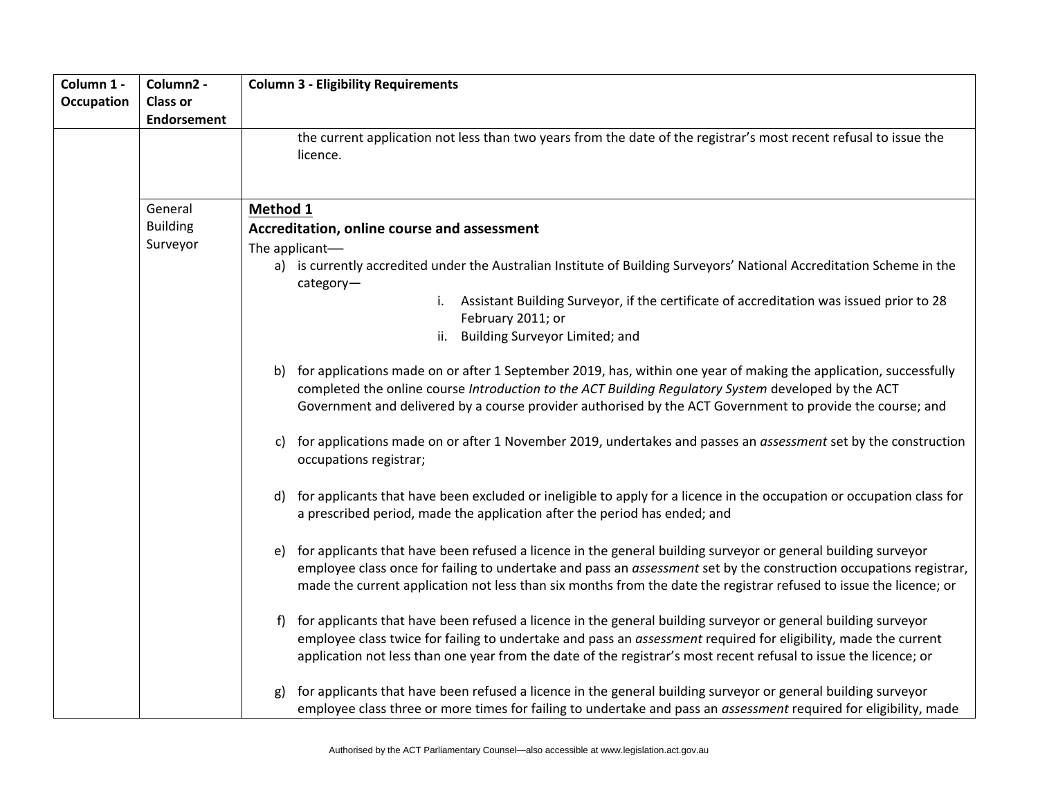| Column 1 - Occupation | Column2 - Class or Endorsement | Column 3 - Eligibility Requirements |
|---|---|---|
| | | the current application not less than two years from the date of the registrar's most recent refusal to issue the licence. |
| | General Building Surveyor | **Method 1**<br>**Accreditation, online course and assessment**<br>The applicant—<br>a) is currently accredited under the Australian Institute of Building Surveyors' National Accreditation Scheme in the category—<br>i. Assistant Building Surveyor, if the certificate of accreditation was issued prior to 28 February 2011; or<br>ii. Building Surveyor Limited; and<br>b) for applications made on or after 1 September 2019, has, within one year of making the application, successfully completed the online course *Introduction to the ACT Building Regulatory System* developed by the ACT Government and delivered by a course provider authorised by the ACT Government to provide the course; and<br>c) for applications made on or after 1 November 2019, undertakes and passes an *assessment* set by the construction occupations registrar;<br>d) for applicants that have been excluded or ineligible to apply for a licence in the occupation or occupation class for a prescribed period, made the application after the period has ended; and<br>e) for applicants that have been refused a licence in the general building surveyor or general building surveyor employee class once for failing to undertake and pass an *assessment* set by the construction occupations registrar, made the current application not less than six months from the date the registrar refused to issue the licence; or<br>f) for applicants that have been refused a licence in the general building surveyor or general building surveyor employee class twice for failing to undertake and pass an *assessment* required for eligibility, made the current application not less than one year from the date of the registrar's most recent refusal to issue the licence; or<br>g) for applicants that have been refused a licence in the general building surveyor or general building surveyor employee class three or more times for failing to undertake and pass an *assessment* required for eligibility, made |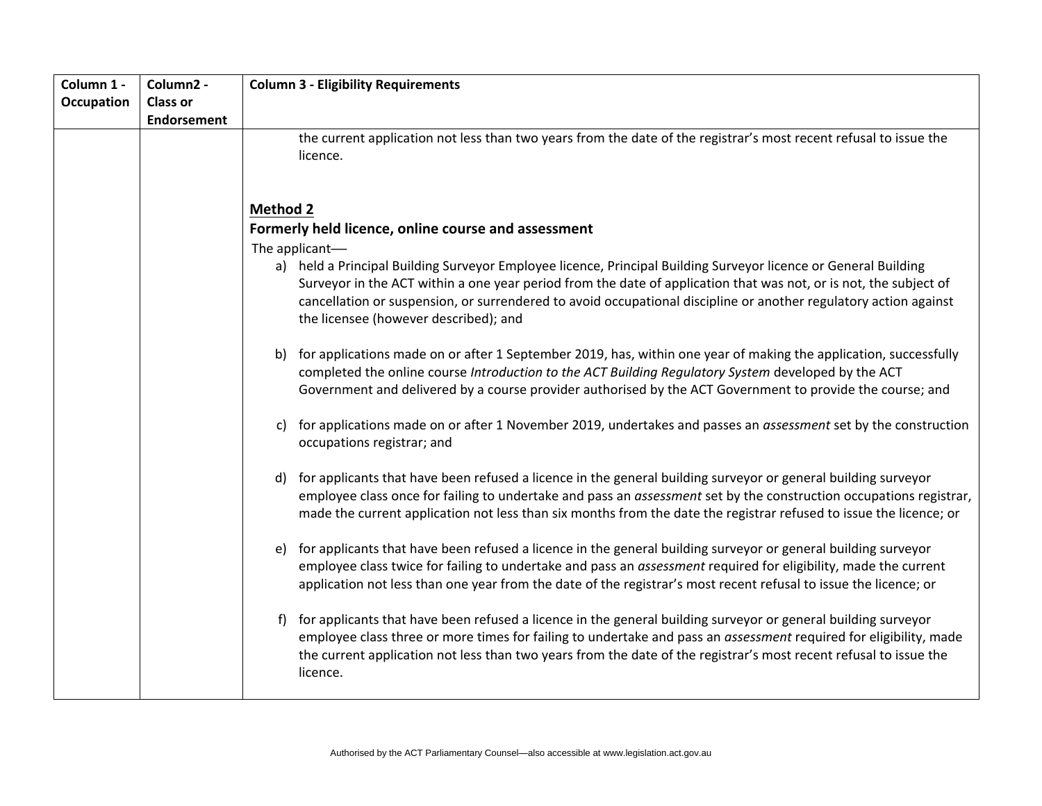| Column 1 - Occupation | Column2 - Class or Endorsement | Column 3 - Eligibility Requirements |
|---|---|---|
| | | the current application not less than two years from the date of the registrar's most recent refusal to issue the licence.<br><br>**<u>Method 2</u>**<br>**Formerly held licence, online course and assessment**<br>The applicant—<br>a) held a Principal Building Surveyor Employee licence, Principal Building Surveyor licence or General Building Surveyor in the ACT within a one year period from the date of application that was not, or is not, the subject of cancellation or suspension, or surrendered to avoid occupational discipline or another regulatory action against the licensee (however described); and<br><br>b) for applications made on or after 1 September 2019, has, within one year of making the application, successfully completed the online course *Introduction to the ACT Building Regulatory System* developed by the ACT Government and delivered by a course provider authorised by the ACT Government to provide the course; and<br><br>c) for applications made on or after 1 November 2019, undertakes and passes an *assessment* set by the construction occupations registrar; and<br><br>d) for applicants that have been refused a licence in the general building surveyor or general building surveyor employee class once for failing to undertake and pass an *assessment* set by the construction occupations registrar, made the current application not less than six months from the date the registrar refused to issue the licence; or<br><br>e) for applicants that have been refused a licence in the general building surveyor or general building surveyor employee class twice for failing to undertake and pass an *assessment* required for eligibility, made the current application not less than one year from the date of the registrar's most recent refusal to issue the licence; or<br><br>f) for applicants that have been refused a licence in the general building surveyor or general building surveyor employee class three or more times for failing to undertake and pass an *assessment* required for eligibility, made the current application not less than two years from the date of the registrar's most recent refusal to issue the licence. |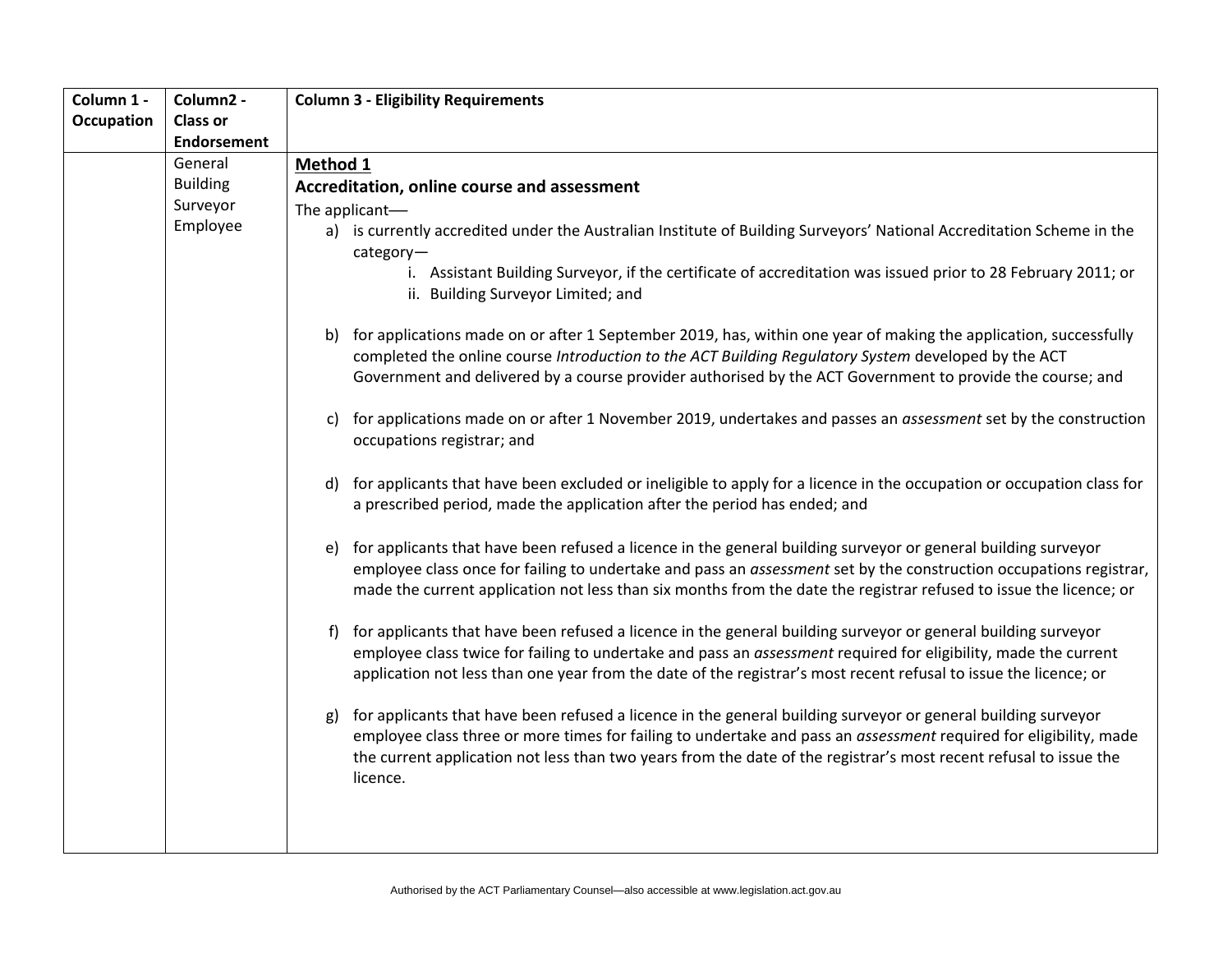| Column 1 - Occupation | Column2 - Class or Endorsement | Column 3 - Eligibility Requirements |
|---|---|---|
| | General Building Surveyor Employee | **<u>Method 1</u>**<br>**Accreditation, online course and assessment**<br>The applicant—<br>a) is currently accredited under the Australian Institute of Building Surveyors' National Accreditation Scheme in the category—<br>i. Assistant Building Surveyor, if the certificate of accreditation was issued prior to 28 February 2011; or<br>ii. Building Surveyor Limited; and<br><br>b) for applications made on or after 1 September 2019, has, within one year of making the application, successfully completed the online course *Introduction to the ACT Building Regulatory System* developed by the ACT Government and delivered by a course provider authorised by the ACT Government to provide the course; and<br><br>c) for applications made on or after 1 November 2019, undertakes and passes an *assessment* set by the construction occupations registrar; and<br><br>d) for applicants that have been excluded or ineligible to apply for a licence in the occupation or occupation class for a prescribed period, made the application after the period has ended; and<br><br>e) for applicants that have been refused a licence in the general building surveyor or general building surveyor employee class once for failing to undertake and pass an *assessment* set by the construction occupations registrar, made the current application not less than six months from the date the registrar refused to issue the licence; or<br><br>f) for applicants that have been refused a licence in the general building surveyor or general building surveyor employee class twice for failing to undertake and pass an *assessment* required for eligibility, made the current application not less than one year from the date of the registrar's most recent refusal to issue the licence; or<br><br>g) for applicants that have been refused a licence in the general building surveyor or general building surveyor employee class three or more times for failing to undertake and pass an *assessment* required for eligibility, made the current application not less than two years from the date of the registrar's most recent refusal to issue the licence. |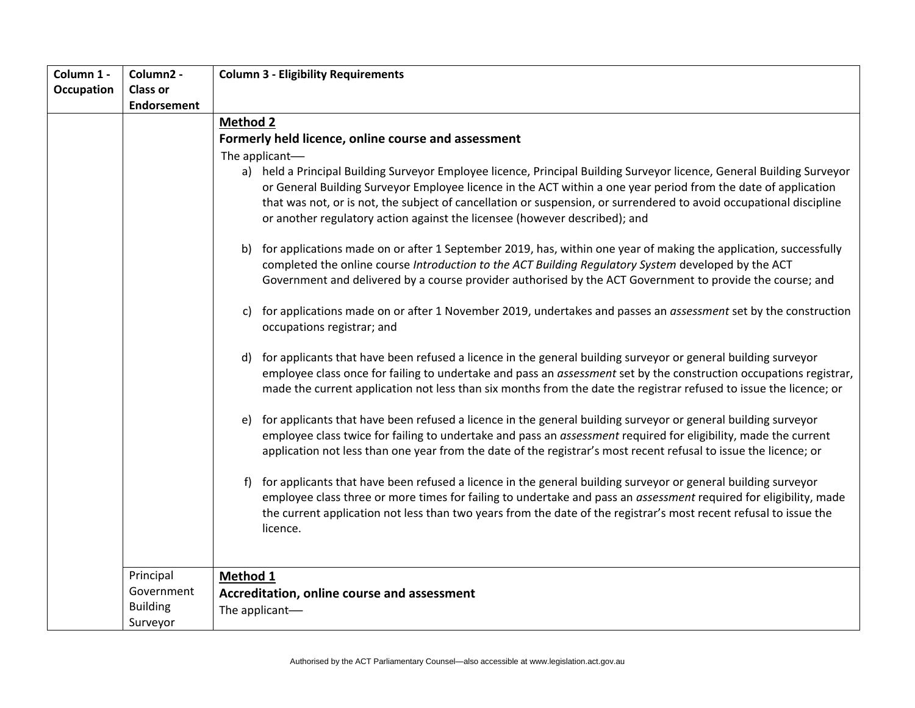| Column 1 - Occupation | Column2 - Class or Endorsement | Column 3 - Eligibility Requirements |
|---|---|---|
| | | **<u>Method 2</u>**<br>**Formerly held licence, online course and assessment**<br>The applicant—<br>a) held a Principal Building Surveyor Employee licence, Principal Building Surveyor licence, General Building Surveyor or General Building Surveyor Employee licence in the ACT within a one year period from the date of application that was not, or is not, the subject of cancellation or suspension, or surrendered to avoid occupational discipline or another regulatory action against the licensee (however described); and<br><br>b) for applications made on or after 1 September 2019, has, within one year of making the application, successfully completed the online course *Introduction to the ACT Building Regulatory System* developed by the ACT Government and delivered by a course provider authorised by the ACT Government to provide the course; and<br><br>c) for applications made on or after 1 November 2019, undertakes and passes an *assessment* set by the construction occupations registrar; and<br><br>d) for applicants that have been refused a licence in the general building surveyor or general building surveyor employee class once for failing to undertake and pass an *assessment* set by the construction occupations registrar, made the current application not less than six months from the date the registrar refused to issue the licence; or<br><br>e) for applicants that have been refused a licence in the general building surveyor or general building surveyor employee class twice for failing to undertake and pass an *assessment* required for eligibility, made the current application not less than one year from the date of the registrar's most recent refusal to issue the licence; or<br><br>f) for applicants that have been refused a licence in the general building surveyor or general building surveyor employee class three or more times for failing to undertake and pass an *assessment* required for eligibility, made the current application not less than two years from the date of the registrar's most recent refusal to issue the licence. |
| | Principal Government Building Surveyor | **<u>Method 1</u>**<br>**Accreditation, online course and assessment**<br>The applicant— |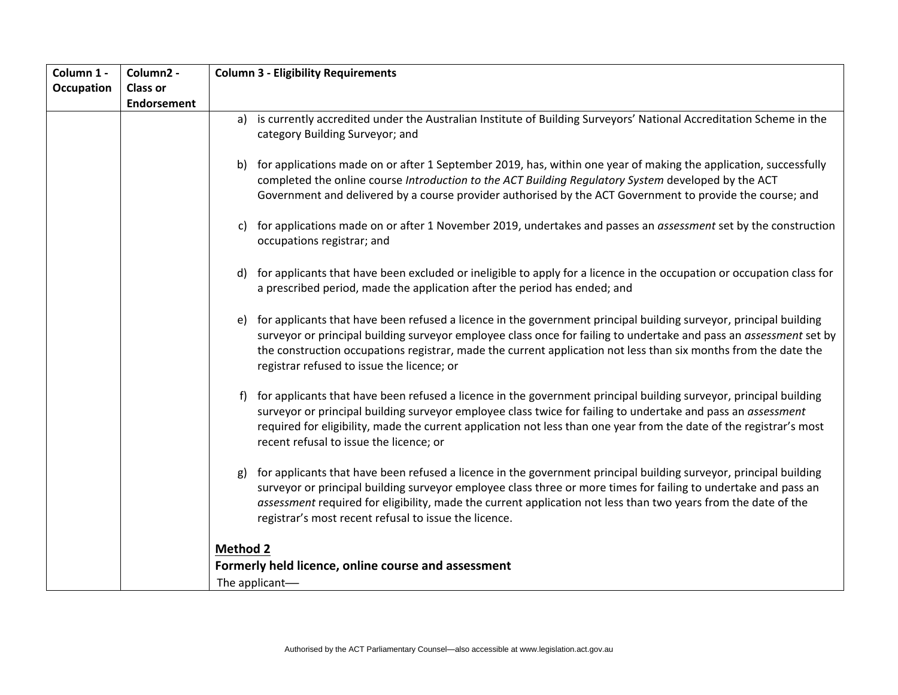| Column 1 - Occupation | Column2 - Class or Endorsement | Column 3 - Eligibility Requirements |
|---|---|---|
| | | a) is currently accredited under the Australian Institute of Building Surveyors' National Accreditation Scheme in the category Building Surveyor; and<br><br>b) for applications made on or after 1 September 2019, has, within one year of making the application, successfully completed the online course *Introduction to the ACT Building Regulatory System* developed by the ACT Government and delivered by a course provider authorised by the ACT Government to provide the course; and<br><br>c) for applications made on or after 1 November 2019, undertakes and passes an *assessment* set by the construction occupations registrar; and<br><br>d) for applicants that have been excluded or ineligible to apply for a licence in the occupation or occupation class for a prescribed period, made the application after the period has ended; and<br><br>e) for applicants that have been refused a licence in the government principal building surveyor, principal building surveyor or principal building surveyor employee class once for failing to undertake and pass an *assessment* set by the construction occupations registrar, made the current application not less than six months from the date the registrar refused to issue the licence; or<br><br>f) for applicants that have been refused a licence in the government principal building surveyor, principal building surveyor or principal building surveyor employee class twice for failing to undertake and pass an *assessment* required for eligibility, made the current application not less than one year from the date of the registrar's most recent refusal to issue the licence; or<br><br>g) for applicants that have been refused a licence in the government principal building surveyor, principal building surveyor or principal building surveyor employee class three or more times for failing to undertake and pass an *assessment* required for eligibility, made the current application not less than two years from the date of the registrar's most recent refusal to issue the licence.<br><br>**Method 2**<br>**Formerly held licence, online course and assessment**<br>The applicant— |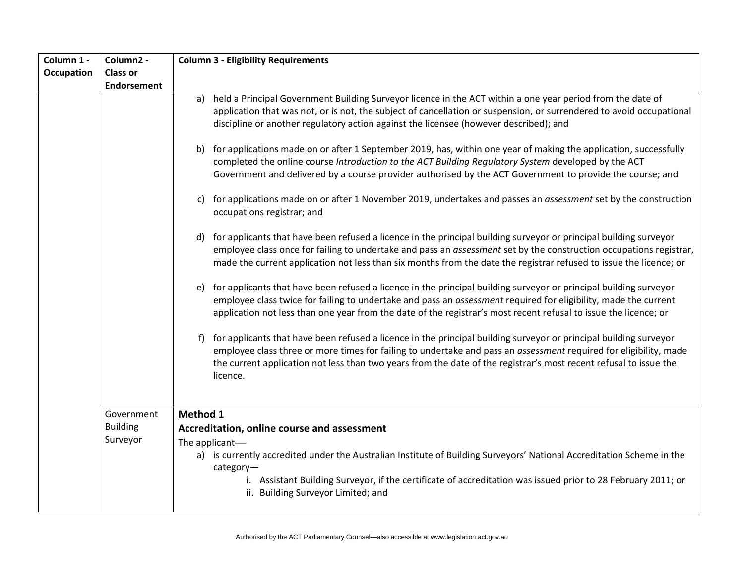| Column 1 - Occupation | Column2 - Class or Endorsement | Column 3 - Eligibility Requirements |
|---|---|---|
| | | a) held a Principal Government Building Surveyor licence in the ACT within a one year period from the date of application that was not, or is not, the subject of cancellation or suspension, or surrendered to avoid occupational discipline or another regulatory action against the licensee (however described); and<br><br>b) for applications made on or after 1 September 2019, has, within one year of making the application, successfully completed the online course *Introduction to the ACT Building Regulatory System* developed by the ACT Government and delivered by a course provider authorised by the ACT Government to provide the course; and<br><br>c) for applications made on or after 1 November 2019, undertakes and passes an *assessment* set by the construction occupations registrar; and<br><br>d) for applicants that have been refused a licence in the principal building surveyor or principal building surveyor employee class once for failing to undertake and pass an *assessment* set by the construction occupations registrar, made the current application not less than six months from the date the registrar refused to issue the licence; or<br><br>e) for applicants that have been refused a licence in the principal building surveyor or principal building surveyor employee class twice for failing to undertake and pass an *assessment* required for eligibility, made the current application not less than one year from the date of the registrar's most recent refusal to issue the licence; or<br><br>f) for applicants that have been refused a licence in the principal building surveyor or principal building surveyor employee class three or more times for failing to undertake and pass an *assessment* required for eligibility, made the current application not less than two years from the date of the registrar's most recent refusal to issue the licence. |
| | Government Building Surveyor | **Method 1**<br>**Accreditation, online course and assessment**<br>The applicant—<br>a) is currently accredited under the Australian Institute of Building Surveyors' National Accreditation Scheme in the category—<br>i. Assistant Building Surveyor, if the certificate of accreditation was issued prior to 28 February 2011; or<br>ii. Building Surveyor Limited; and |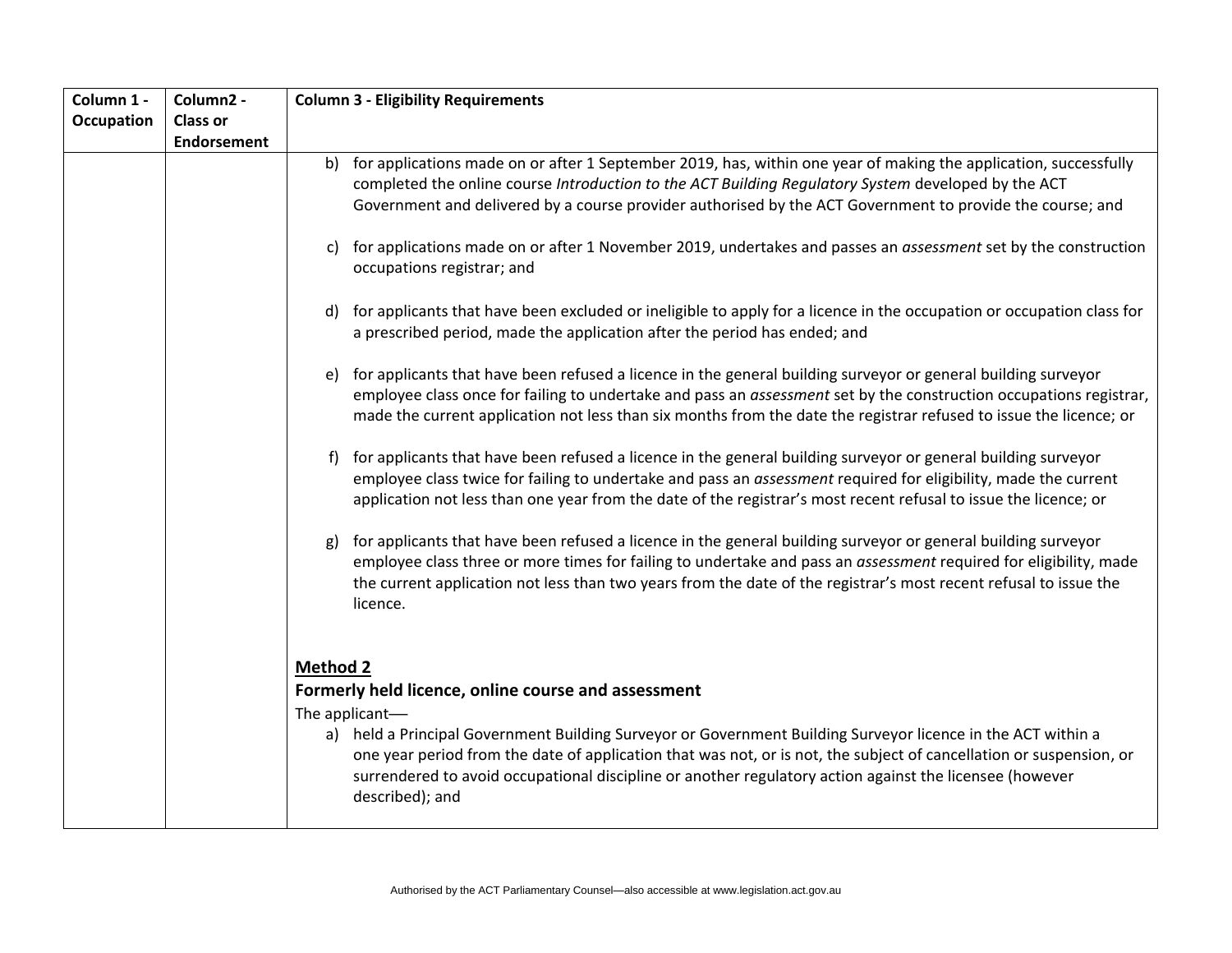| Column 1 - Occupation | Column2 - Class or Endorsement | Column 3 - Eligibility Requirements |
|---|---|---|
| | | b) for applications made on or after 1 September 2019, has, within one year of making the application, successfully completed the online course *Introduction to the ACT Building Regulatory System* developed by the ACT Government and delivered by a course provider authorised by the ACT Government to provide the course; and<br><br>c) for applications made on or after 1 November 2019, undertakes and passes an *assessment* set by the construction occupations registrar; and<br><br>d) for applicants that have been excluded or ineligible to apply for a licence in the occupation or occupation class for a prescribed period, made the application after the period has ended; and<br><br>e) for applicants that have been refused a licence in the general building surveyor or general building surveyor employee class once for failing to undertake and pass an *assessment* set by the construction occupations registrar, made the current application not less than six months from the date the registrar refused to issue the licence; or<br><br>f) for applicants that have been refused a licence in the general building surveyor or general building surveyor employee class twice for failing to undertake and pass an *assessment* required for eligibility, made the current application not less than one year from the date of the registrar's most recent refusal to issue the licence; or<br><br>g) for applicants that have been refused a licence in the general building surveyor or general building surveyor employee class three or more times for failing to undertake and pass an *assessment* required for eligibility, made the current application not less than two years from the date of the registrar's most recent refusal to issue the licence.<br><br>**<u>Method 2</u>**<br>**Formerly held licence, online course and assessment**<br>The applicant—<br>a) held a Principal Government Building Surveyor or Government Building Surveyor licence in the ACT within a one year period from the date of application that was not, or is not, the subject of cancellation or suspension, or surrendered to avoid occupational discipline or another regulatory action against the licensee (however described); and |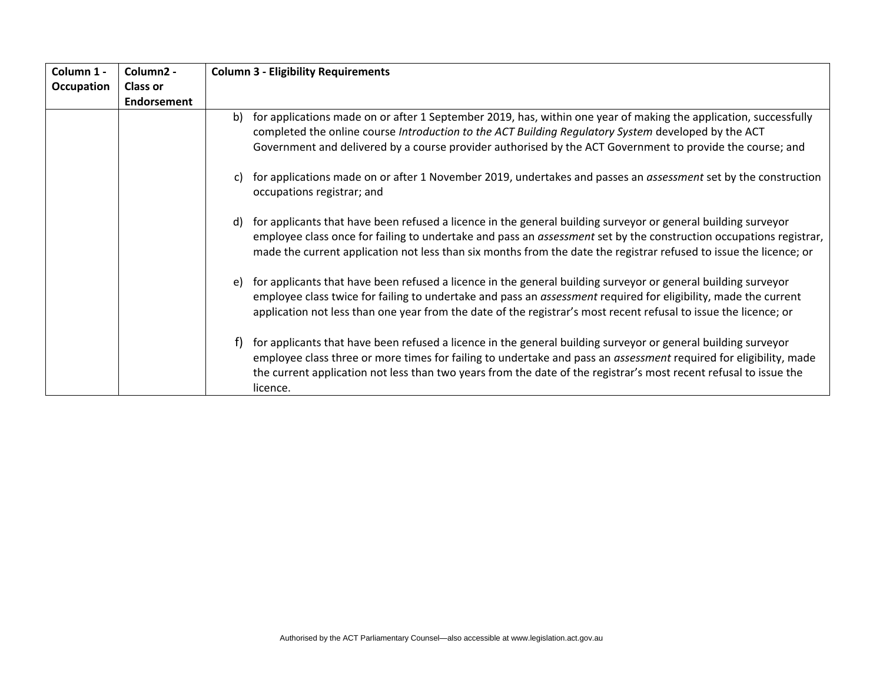| Column 1 - Occupation | Column2 - Class or Endorsement | Column 3 - Eligibility Requirements |
|---|---|---|
| | | b) for applications made on or after 1 September 2019, has, within one year of making the application, successfully completed the online course *Introduction to the ACT Building Regulatory System* developed by the ACT Government and delivered by a course provider authorised by the ACT Government to provide the course; and<br><br>c) for applications made on or after 1 November 2019, undertakes and passes an *assessment* set by the construction occupations registrar; and<br><br>d) for applicants that have been refused a licence in the general building surveyor or general building surveyor employee class once for failing to undertake and pass an *assessment* set by the construction occupations registrar, made the current application not less than six months from the date the registrar refused to issue the licence; or<br><br>e) for applicants that have been refused a licence in the general building surveyor or general building surveyor employee class twice for failing to undertake and pass an *assessment* required for eligibility, made the current application not less than one year from the date of the registrar's most recent refusal to issue the licence; or<br><br>f) for applicants that have been refused a licence in the general building surveyor or general building surveyor employee class three or more times for failing to undertake and pass an *assessment* required for eligibility, made the current application not less than two years from the date of the registrar's most recent refusal to issue the licence. |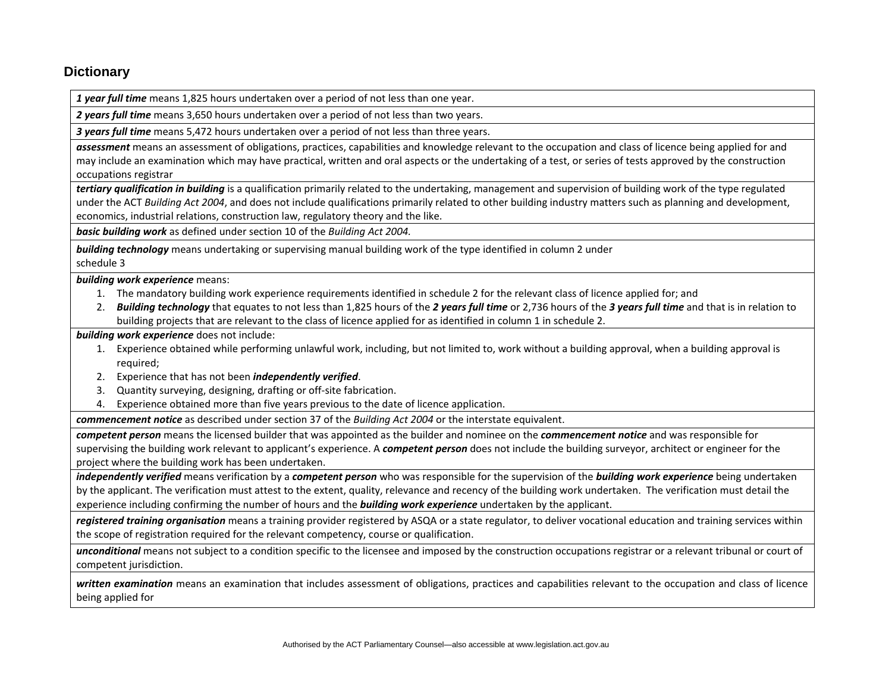## Dictionary

***1 year full time*** means 1,825 hours undertaken over a period of not less than one year.

***2 years full time*** means 3,650 hours undertaken over a period of not less than two years.

***3 years full time*** means 5,472 hours undertaken over a period of not less than three years.

***assessment*** means an assessment of obligations, practices, capabilities and knowledge relevant to the occupation and class of licence being applied for and may include an examination which may have practical, written and oral aspects or the undertaking of a test, or series of tests approved by the construction occupations registrar

***tertiary qualification in building*** is a qualification primarily related to the undertaking, management and supervision of building work of the type regulated under the ACT *Building Act 2004*, and does not include qualifications primarily related to other building industry matters such as planning and development, economics, industrial relations, construction law, regulatory theory and the like.

***basic building work*** as defined under section 10 of the *Building Act 2004.*

***building technology*** means undertaking or supervising manual building work of the type identified in column 2 under schedule 3

***building work experience*** means:

1. The mandatory building work experience requirements identified in schedule 2 for the relevant class of licence applied for; and
2. ***Building technology*** that equates to not less than 1,825 hours of the ***2 years full time*** or 2,736 hours of the ***3 years full time*** and that is in relation to building projects that are relevant to the class of licence applied for as identified in column 1 in schedule 2.

***building work experience*** does not include:

1. Experience obtained while performing unlawful work, including, but not limited to, work without a building approval, when a building approval is required;
2. Experience that has not been ***independently verified***.
3. Quantity surveying, designing, drafting or off-site fabrication.
4. Experience obtained more than five years previous to the date of licence application.

***commencement notice*** as described under section 37 of the *Building Act 2004* or the interstate equivalent.

***competent person*** means the licensed builder that was appointed as the builder and nominee on the ***commencement notice*** and was responsible for supervising the building work relevant to applicant's experience. A ***competent person*** does not include the building surveyor, architect or engineer for the project where the building work has been undertaken.

***independently verified*** means verification by a ***competent person*** who was responsible for the supervision of the ***building work experience*** being undertaken by the applicant. The verification must attest to the extent, quality, relevance and recency of the building work undertaken. The verification must detail the experience including confirming the number of hours and the ***building work experience*** undertaken by the applicant.

***registered training organisation*** means a training provider registered by ASQA or a state regulator, to deliver vocational education and training services within the scope of registration required for the relevant competency, course or qualification.

***unconditional*** means not subject to a condition specific to the licensee and imposed by the construction occupations registrar or a relevant tribunal or court of competent jurisdiction.

***written examination*** means an examination that includes assessment of obligations, practices and capabilities relevant to the occupation and class of licence being applied for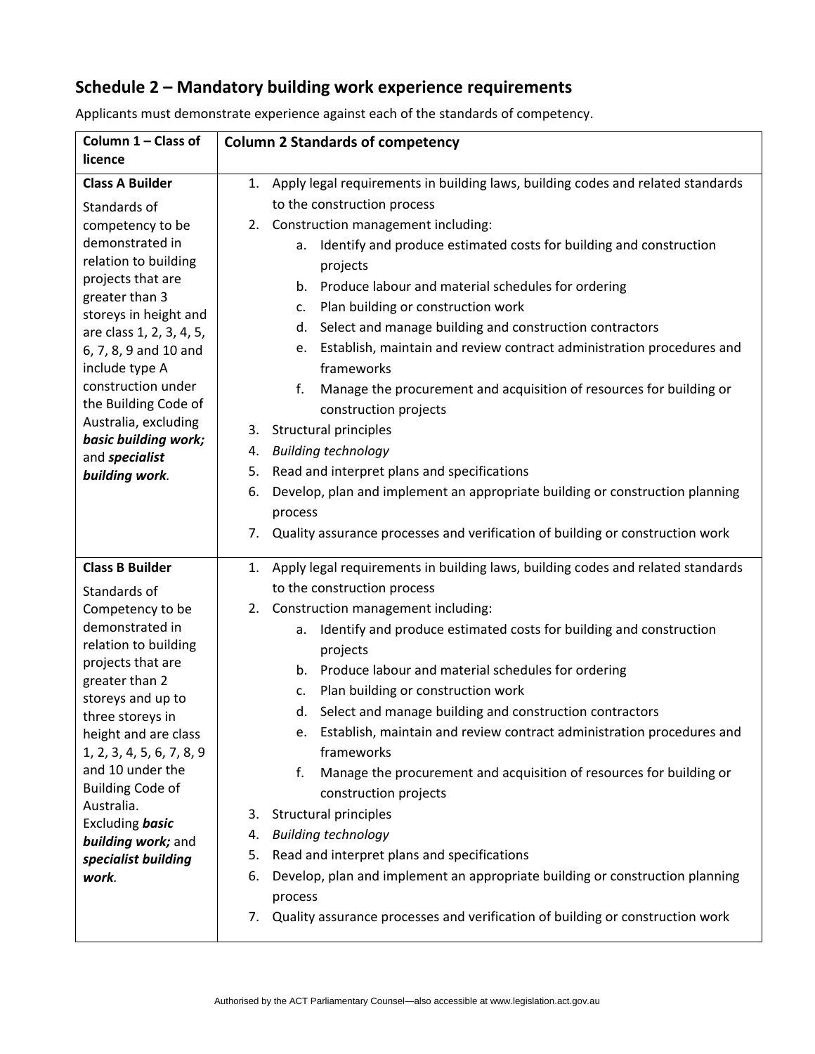## Schedule 2 – Mandatory building work experience requirements

Applicants must demonstrate experience against each of the standards of competency.

| Column 1 – Class of licence | Column 2 Standards of competency |
|---|---|
| **Class A Builder**<br><br>Standards of competency to be demonstrated in relation to building projects that are greater than 3 storeys in height and are class 1, 2, 3, 4, 5, 6, 7, 8, 9 and 10 and include type A construction under the Building Code of Australia, excluding ***basic building work;*** and ***specialist building work****.* | 1. Apply legal requirements in building laws, building codes and related standards to the construction process<br>2. Construction management including:<br>&nbsp;&nbsp;&nbsp;&nbsp;a. Identify and produce estimated costs for building and construction projects<br>&nbsp;&nbsp;&nbsp;&nbsp;b. Produce labour and material schedules for ordering<br>&nbsp;&nbsp;&nbsp;&nbsp;c. Plan building or construction work<br>&nbsp;&nbsp;&nbsp;&nbsp;d. Select and manage building and construction contractors<br>&nbsp;&nbsp;&nbsp;&nbsp;e. Establish, maintain and review contract administration procedures and frameworks<br>&nbsp;&nbsp;&nbsp;&nbsp;f. Manage the procurement and acquisition of resources for building or construction projects<br>3. Structural principles<br>4. *Building technology*<br>5. Read and interpret plans and specifications<br>6. Develop, plan and implement an appropriate building or construction planning process<br>7. Quality assurance processes and verification of building or construction work |
| **Class B Builder**<br><br>Standards of Competency to be demonstrated in relation to building projects that are greater than 2 storeys and up to three storeys in height and are class 1, 2, 3, 4, 5, 6, 7, 8, 9 and 10 under the Building Code of Australia. Excluding ***basic building work;*** and ***specialist building work****.* | 1. Apply legal requirements in building laws, building codes and related standards to the construction process<br>2. Construction management including:<br>&nbsp;&nbsp;&nbsp;&nbsp;a. Identify and produce estimated costs for building and construction projects<br>&nbsp;&nbsp;&nbsp;&nbsp;b. Produce labour and material schedules for ordering<br>&nbsp;&nbsp;&nbsp;&nbsp;c. Plan building or construction work<br>&nbsp;&nbsp;&nbsp;&nbsp;d. Select and manage building and construction contractors<br>&nbsp;&nbsp;&nbsp;&nbsp;e. Establish, maintain and review contract administration procedures and frameworks<br>&nbsp;&nbsp;&nbsp;&nbsp;f. Manage the procurement and acquisition of resources for building or construction projects<br>3. Structural principles<br>4. *Building technology*<br>5. Read and interpret plans and specifications<br>6. Develop, plan and implement an appropriate building or construction planning process<br>7. Quality assurance processes and verification of building or construction work |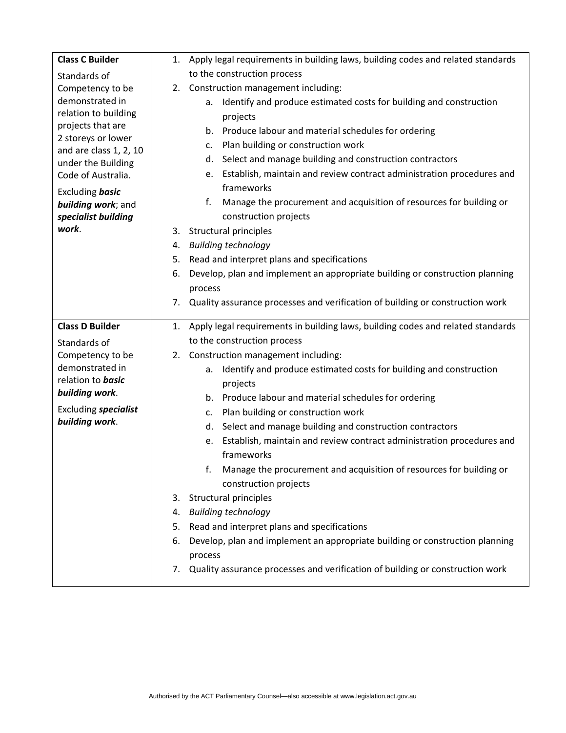| | |
|---|---|
| **Class C Builder**<br><br>Standards of Competency to be demonstrated in relation to building projects that are 2 storeys or lower and are class 1, 2, 10 under the Building Code of Australia.<br><br>Excluding ***basic building work***; and ***specialist building work***. | 1. Apply legal requirements in building laws, building codes and related standards to the construction process<br>2. Construction management including:<br>&nbsp;&nbsp;&nbsp;&nbsp;a. Identify and produce estimated costs for building and construction projects<br>&nbsp;&nbsp;&nbsp;&nbsp;b. Produce labour and material schedules for ordering<br>&nbsp;&nbsp;&nbsp;&nbsp;c. Plan building or construction work<br>&nbsp;&nbsp;&nbsp;&nbsp;d. Select and manage building and construction contractors<br>&nbsp;&nbsp;&nbsp;&nbsp;e. Establish, maintain and review contract administration procedures and frameworks<br>&nbsp;&nbsp;&nbsp;&nbsp;f. Manage the procurement and acquisition of resources for building or construction projects<br>3. Structural principles<br>4. *Building technology*<br>5. Read and interpret plans and specifications<br>6. Develop, plan and implement an appropriate building or construction planning process<br>7. Quality assurance processes and verification of building or construction work |
| **Class D Builder**<br><br>Standards of Competency to be demonstrated in relation to ***basic building work***.<br><br>Excluding ***specialist building work***. | 1. Apply legal requirements in building laws, building codes and related standards to the construction process<br>2. Construction management including:<br>&nbsp;&nbsp;&nbsp;&nbsp;a. Identify and produce estimated costs for building and construction projects<br>&nbsp;&nbsp;&nbsp;&nbsp;b. Produce labour and material schedules for ordering<br>&nbsp;&nbsp;&nbsp;&nbsp;c. Plan building or construction work<br>&nbsp;&nbsp;&nbsp;&nbsp;d. Select and manage building and construction contractors<br>&nbsp;&nbsp;&nbsp;&nbsp;e. Establish, maintain and review contract administration procedures and frameworks<br>&nbsp;&nbsp;&nbsp;&nbsp;f. Manage the procurement and acquisition of resources for building or construction projects<br>3. Structural principles<br>4. *Building technology*<br>5. Read and interpret plans and specifications<br>6. Develop, plan and implement an appropriate building or construction planning process<br>7. Quality assurance processes and verification of building or construction work |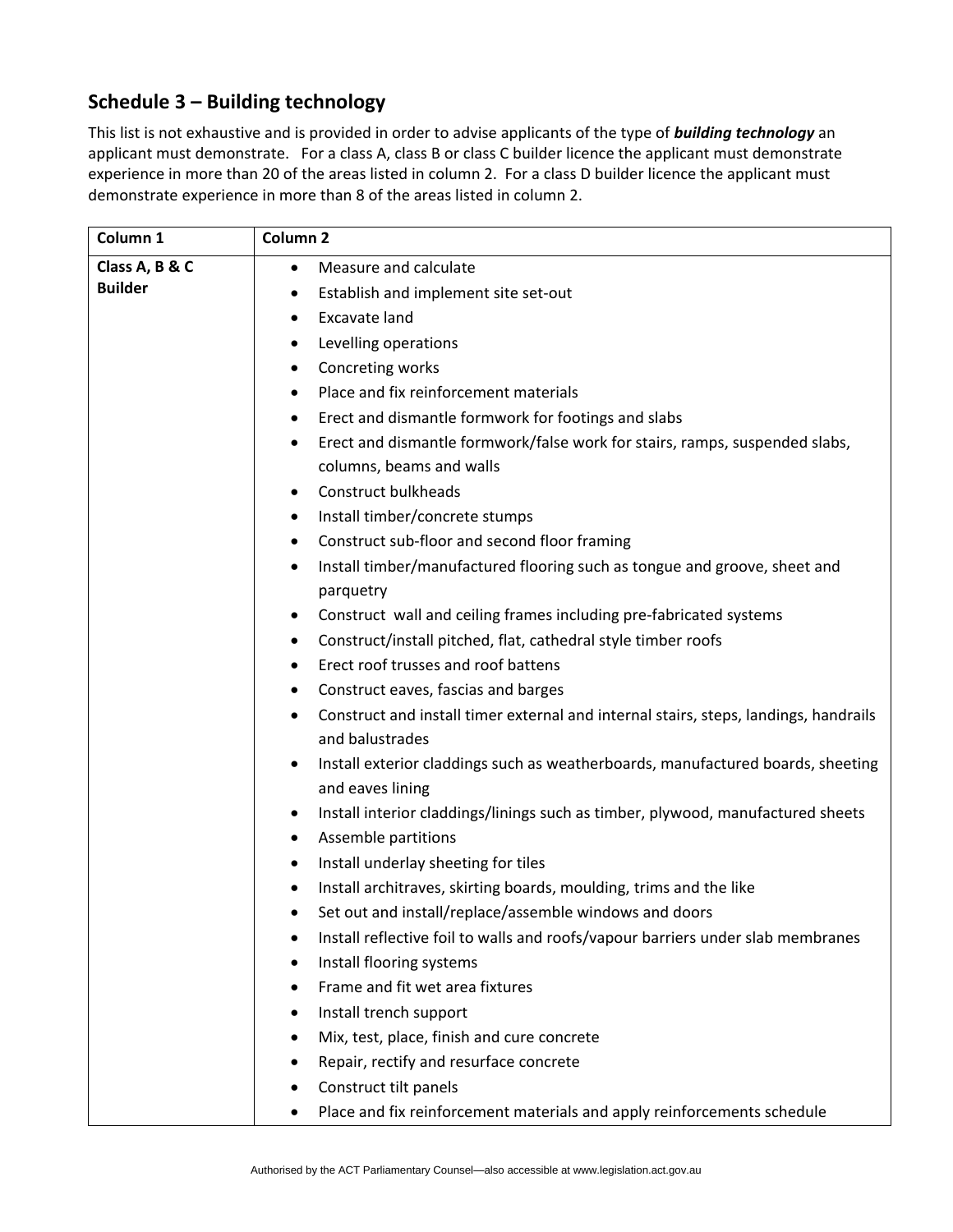## Schedule 3 – Building technology

This list is not exhaustive and is provided in order to advise applicants of the type of ***building technology*** an applicant must demonstrate. For a class A, class B or class C builder licence the applicant must demonstrate experience in more than 20 of the areas listed in column 2. For a class D builder licence the applicant must demonstrate experience in more than 8 of the areas listed in column 2.

| Column 1 | Column 2 |
|---|---|
| **Class A, B & C Builder** | • Measure and calculate<br>• Establish and implement site set-out<br>• Excavate land<br>• Levelling operations<br>• Concreting works<br>• Place and fix reinforcement materials<br>• Erect and dismantle formwork for footings and slabs<br>• Erect and dismantle formwork/false work for stairs, ramps, suspended slabs, columns, beams and walls<br>• Construct bulkheads<br>• Install timber/concrete stumps<br>• Construct sub-floor and second floor framing<br>• Install timber/manufactured flooring such as tongue and groove, sheet and parquetry<br>• Construct wall and ceiling frames including pre-fabricated systems<br>• Construct/install pitched, flat, cathedral style timber roofs<br>• Erect roof trusses and roof battens<br>• Construct eaves, fascias and barges<br>• Construct and install timer external and internal stairs, steps, landings, handrails and balustrades<br>• Install exterior claddings such as weatherboards, manufactured boards, sheeting and eaves lining<br>• Install interior claddings/linings such as timber, plywood, manufactured sheets<br>• Assemble partitions<br>• Install underlay sheeting for tiles<br>• Install architraves, skirting boards, moulding, trims and the like<br>• Set out and install/replace/assemble windows and doors<br>• Install reflective foil to walls and roofs/vapour barriers under slab membranes<br>• Install flooring systems<br>• Frame and fit wet area fixtures<br>• Install trench support<br>• Mix, test, place, finish and cure concrete<br>• Repair, rectify and resurface concrete<br>• Construct tilt panels<br>• Place and fix reinforcement materials and apply reinforcements schedule |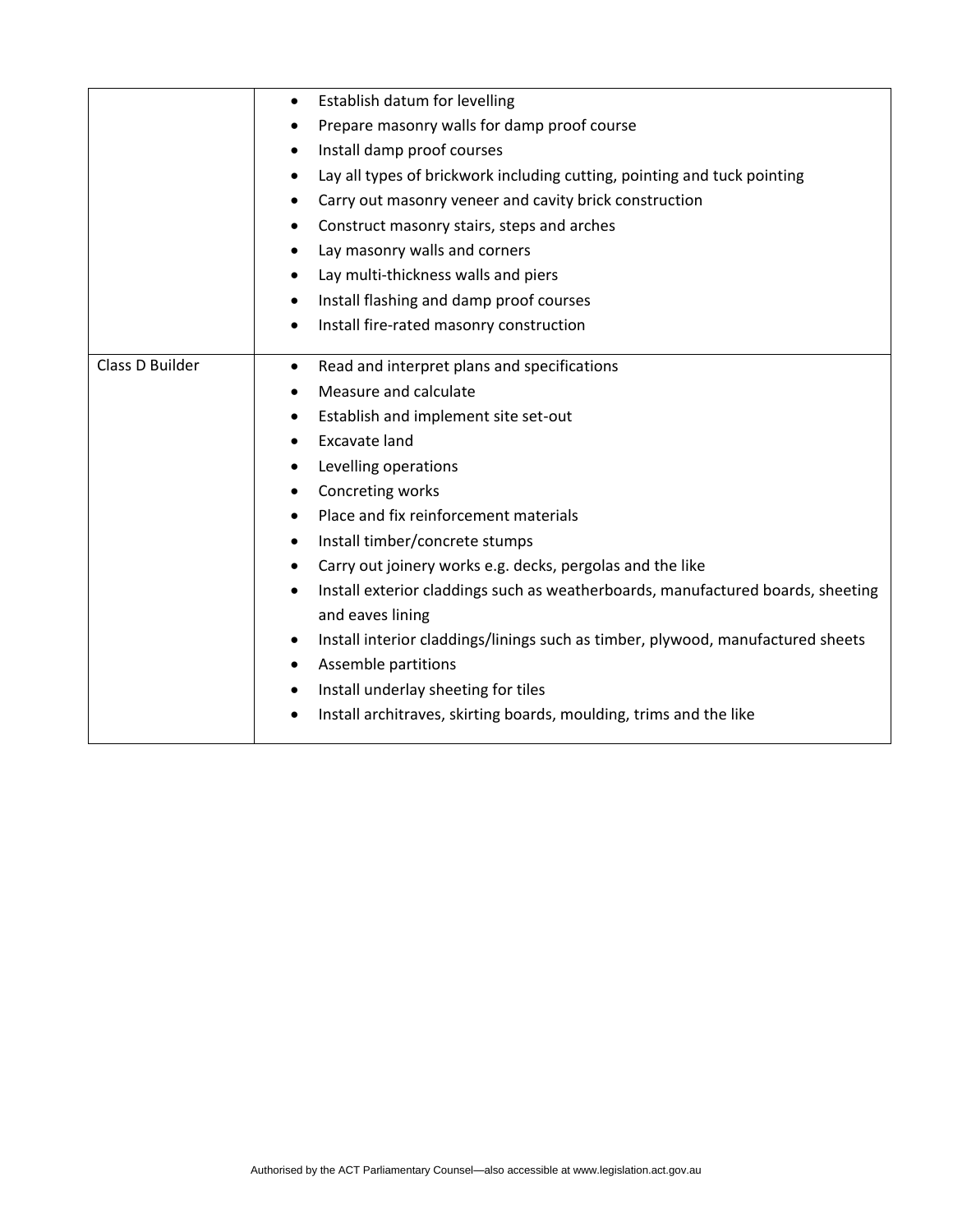| | |
|---|---|
| | • Establish datum for levelling<br>• Prepare masonry walls for damp proof course<br>• Install damp proof courses<br>• Lay all types of brickwork including cutting, pointing and tuck pointing<br>• Carry out masonry veneer and cavity brick construction<br>• Construct masonry stairs, steps and arches<br>• Lay masonry walls and corners<br>• Lay multi-thickness walls and piers<br>• Install flashing and damp proof courses<br>• Install fire-rated masonry construction |
| Class D Builder | • Read and interpret plans and specifications<br>• Measure and calculate<br>• Establish and implement site set-out<br>• Excavate land<br>• Levelling operations<br>• Concreting works<br>• Place and fix reinforcement materials<br>• Install timber/concrete stumps<br>• Carry out joinery works e.g. decks, pergolas and the like<br>• Install exterior claddings such as weatherboards, manufactured boards, sheeting and eaves lining<br>• Install interior claddings/linings such as timber, plywood, manufactured sheets<br>• Assemble partitions<br>• Install underlay sheeting for tiles<br>• Install architraves, skirting boards, moulding, trims and the like |